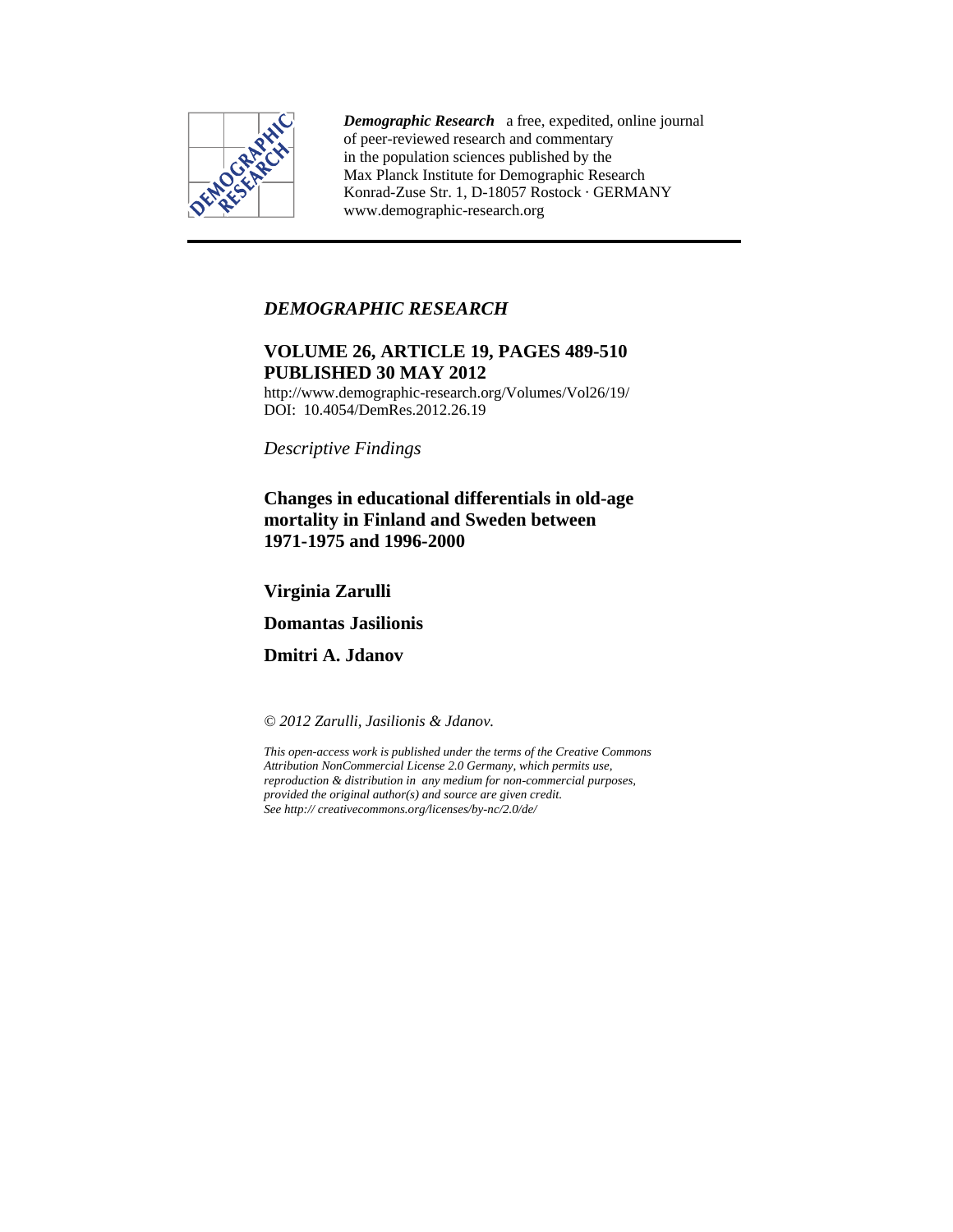*Demographic Research* a free, expedited, online journal of peer-reviewed research and commentary in the population sciences published by the Max Planck Institute for Demographic Research Konrad-Zuse Str. 1, D-18057 Rostock · GERMANY www.demographic-research.org

---

*DEMOGRAPHIC RESEARCH*

**VOLUME 26, ARTICLE 19, PAGES 489-510**
**PUBLISHED 30 MAY 2012**

http://www.demographic-research.org/Volumes/Vol26/19/
DOI: 10.4054/DemRes.2012.26.19

*Descriptive Findings*

# Changes in educational differentials in old-age mortality in Finland and Sweden between 1971-1975 and 1996-2000

**Virginia Zarulli**

**Domantas Jasilionis**

**Dmitri A. Jdanov**

*© 2012 Zarulli, Jasilionis & Jdanov.*

*This open-access work is published under the terms of the Creative Commons Attribution NonCommercial License 2.0 Germany, which permits use, reproduction & distribution in any medium for non-commercial purposes, provided the original author(s) and source are given credit. See http:// creativecommons.org/licenses/by-nc/2.0/de/*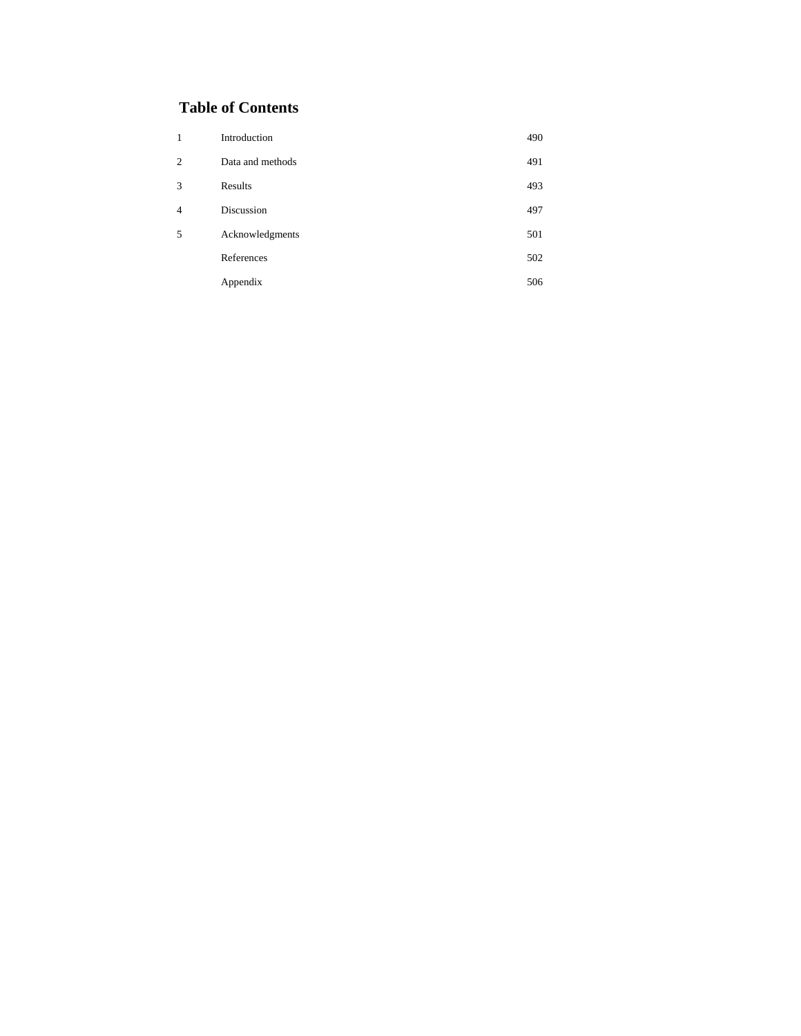## Table of Contents

| | | |
|---|---|---|
| 1 | Introduction | 490 |
| 2 | Data and methods | 491 |
| 3 | Results | 493 |
| 4 | Discussion | 497 |
| 5 | Acknowledgments | 501 |
| | References | 502 |
| | Appendix | 506 |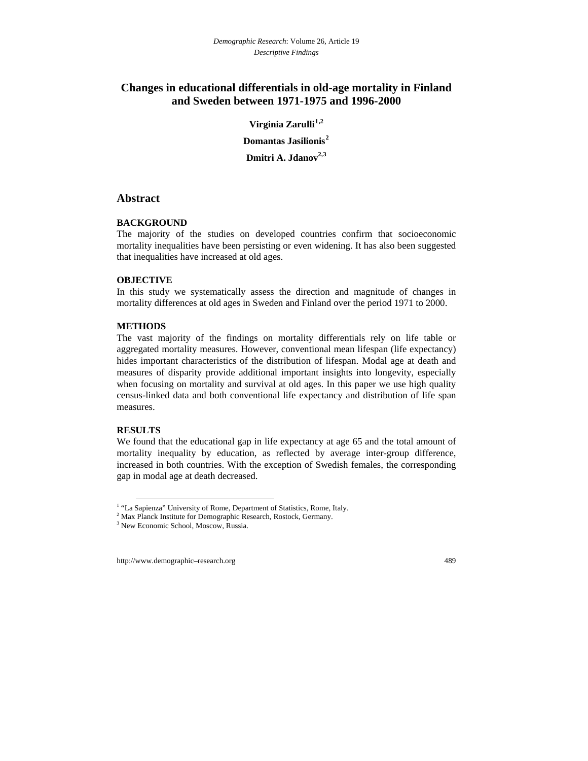# Changes in educational differentials in old-age mortality in Finland and Sweden between 1971-1975 and 1996-2000

**Virginia Zarulli**[1,2]

**Domantas Jasilionis**[2]

**Dmitri A. Jdanov**[2,3]

## Abstract

**BACKGROUND**

The majority of the studies on developed countries confirm that socioeconomic mortality inequalities have been persisting or even widening. It has also been suggested that inequalities have increased at old ages.

**OBJECTIVE**

In this study we systematically assess the direction and magnitude of changes in mortality differences at old ages in Sweden and Finland over the period 1971 to 2000.

**METHODS**

The vast majority of the findings on mortality differentials rely on life table or aggregated mortality measures. However, conventional mean lifespan (life expectancy) hides important characteristics of the distribution of lifespan. Modal age at death and measures of disparity provide additional important insights into longevity, especially when focusing on mortality and survival at old ages. In this paper we use high quality census-linked data and both conventional life expectancy and distribution of life span measures.

**RESULTS**

We found that the educational gap in life expectancy at age 65 and the total amount of mortality inequality by education, as reflected by average inter-group difference, increased in both countries. With the exception of Swedish females, the corresponding gap in modal age at death decreased.

[1] "La Sapienza" University of Rome, Department of Statistics, Rome, Italy.
[2] Max Planck Institute for Demographic Research, Rostock, Germany.
[3] New Economic School, Moscow, Russia.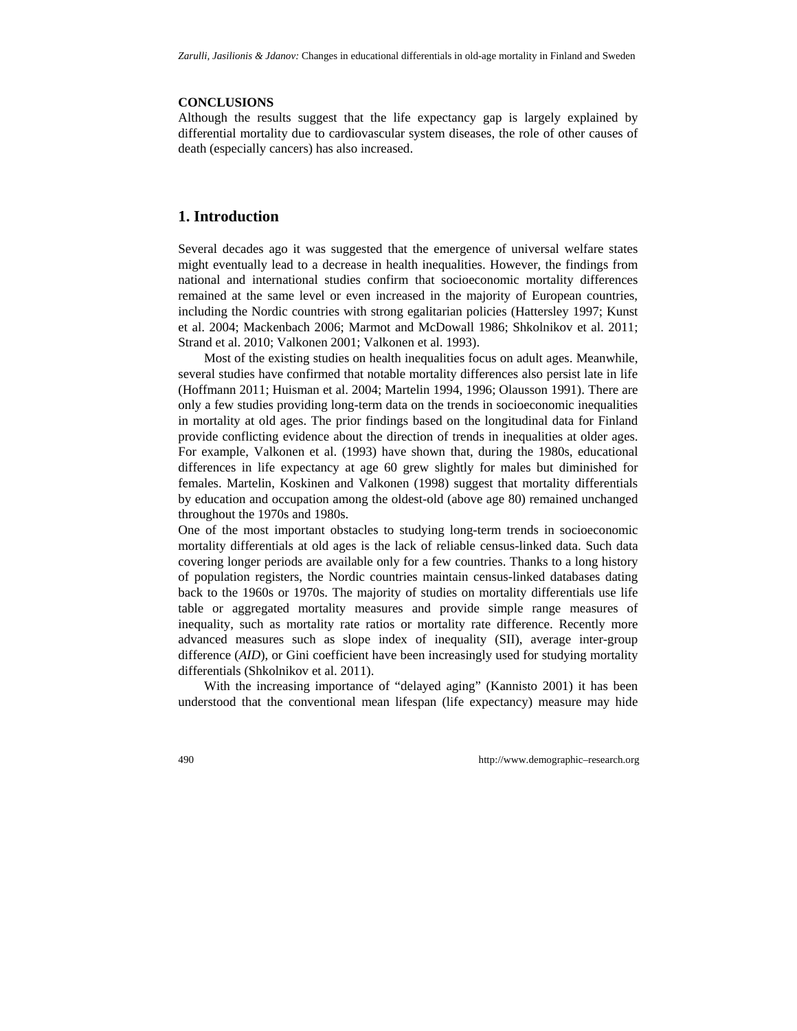**CONCLUSIONS**

Although the results suggest that the life expectancy gap is largely explained by differential mortality due to cardiovascular system diseases, the role of other causes of death (especially cancers) has also increased.

# 1. Introduction

Several decades ago it was suggested that the emergence of universal welfare states might eventually lead to a decrease in health inequalities. However, the findings from national and international studies confirm that socioeconomic mortality differences remained at the same level or even increased in the majority of European countries, including the Nordic countries with strong egalitarian policies (Hattersley 1997; Kunst et al. 2004; Mackenbach 2006; Marmot and McDowall 1986; Shkolnikov et al. 2011; Strand et al. 2010; Valkonen 2001; Valkonen et al. 1993).

Most of the existing studies on health inequalities focus on adult ages. Meanwhile, several studies have confirmed that notable mortality differences also persist late in life (Hoffmann 2011; Huisman et al. 2004; Martelin 1994, 1996; Olausson 1991). There are only a few studies providing long-term data on the trends in socioeconomic inequalities in mortality at old ages. The prior findings based on the longitudinal data for Finland provide conflicting evidence about the direction of trends in inequalities at older ages. For example, Valkonen et al. (1993) have shown that, during the 1980s, educational differences in life expectancy at age 60 grew slightly for males but diminished for females. Martelin, Koskinen and Valkonen (1998) suggest that mortality differentials by education and occupation among the oldest-old (above age 80) remained unchanged throughout the 1970s and 1980s.

One of the most important obstacles to studying long-term trends in socioeconomic mortality differentials at old ages is the lack of reliable census-linked data. Such data covering longer periods are available only for a few countries. Thanks to a long history of population registers, the Nordic countries maintain census-linked databases dating back to the 1960s or 1970s. The majority of studies on mortality differentials use life table or aggregated mortality measures and provide simple range measures of inequality, such as mortality rate ratios or mortality rate difference. Recently more advanced measures such as slope index of inequality (SII), average inter-group difference (*AID*), or Gini coefficient have been increasingly used for studying mortality differentials (Shkolnikov et al. 2011).

With the increasing importance of "delayed aging" (Kannisto 2001) it has been understood that the conventional mean lifespan (life expectancy) measure may hide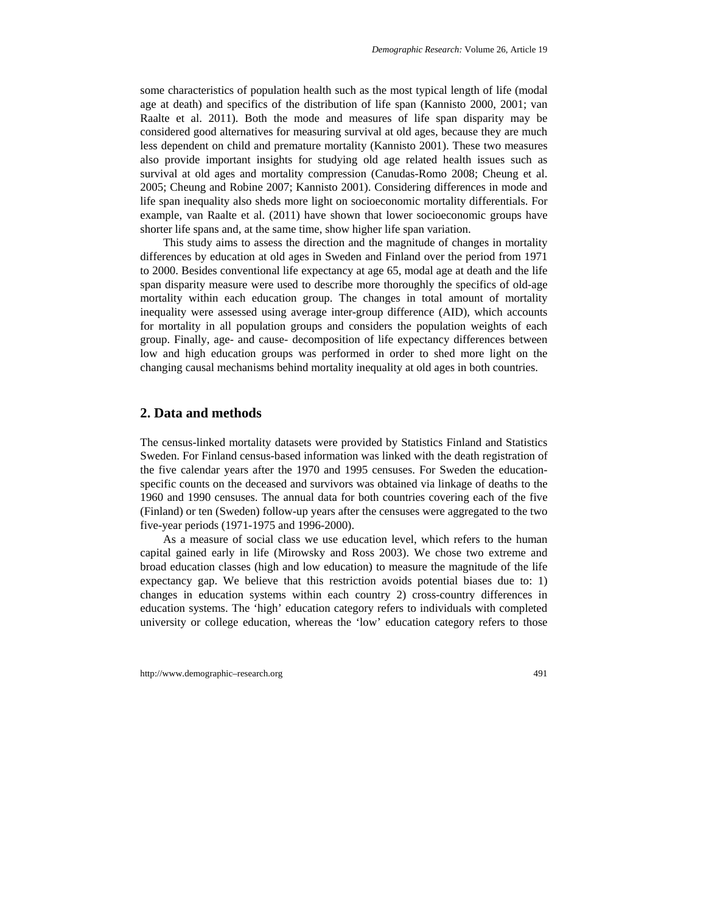some characteristics of population health such as the most typical length of life (modal age at death) and specifics of the distribution of life span (Kannisto 2000, 2001; van Raalte et al. 2011). Both the mode and measures of life span disparity may be considered good alternatives for measuring survival at old ages, because they are much less dependent on child and premature mortality (Kannisto 2001). These two measures also provide important insights for studying old age related health issues such as survival at old ages and mortality compression (Canudas-Romo 2008; Cheung et al. 2005; Cheung and Robine 2007; Kannisto 2001). Considering differences in mode and life span inequality also sheds more light on socioeconomic mortality differentials. For example, van Raalte et al. (2011) have shown that lower socioeconomic groups have shorter life spans and, at the same time, show higher life span variation.

This study aims to assess the direction and the magnitude of changes in mortality differences by education at old ages in Sweden and Finland over the period from 1971 to 2000. Besides conventional life expectancy at age 65, modal age at death and the life span disparity measure were used to describe more thoroughly the specifics of old-age mortality within each education group. The changes in total amount of mortality inequality were assessed using average inter-group difference (AID), which accounts for mortality in all population groups and considers the population weights of each group. Finally, age- and cause- decomposition of life expectancy differences between low and high education groups was performed in order to shed more light on the changing causal mechanisms behind mortality inequality at old ages in both countries.

## 2. Data and methods

The census-linked mortality datasets were provided by Statistics Finland and Statistics Sweden. For Finland census-based information was linked with the death registration of the five calendar years after the 1970 and 1995 censuses. For Sweden the education-specific counts on the deceased and survivors was obtained via linkage of deaths to the 1960 and 1990 censuses. The annual data for both countries covering each of the five (Finland) or ten (Sweden) follow-up years after the censuses were aggregated to the two five-year periods (1971-1975 and 1996-2000).

As a measure of social class we use education level, which refers to the human capital gained early in life (Mirowsky and Ross 2003). We chose two extreme and broad education classes (high and low education) to measure the magnitude of the life expectancy gap. We believe that this restriction avoids potential biases due to: 1) changes in education systems within each country 2) cross-country differences in education systems. The 'high' education category refers to individuals with completed university or college education, whereas the 'low' education category refers to those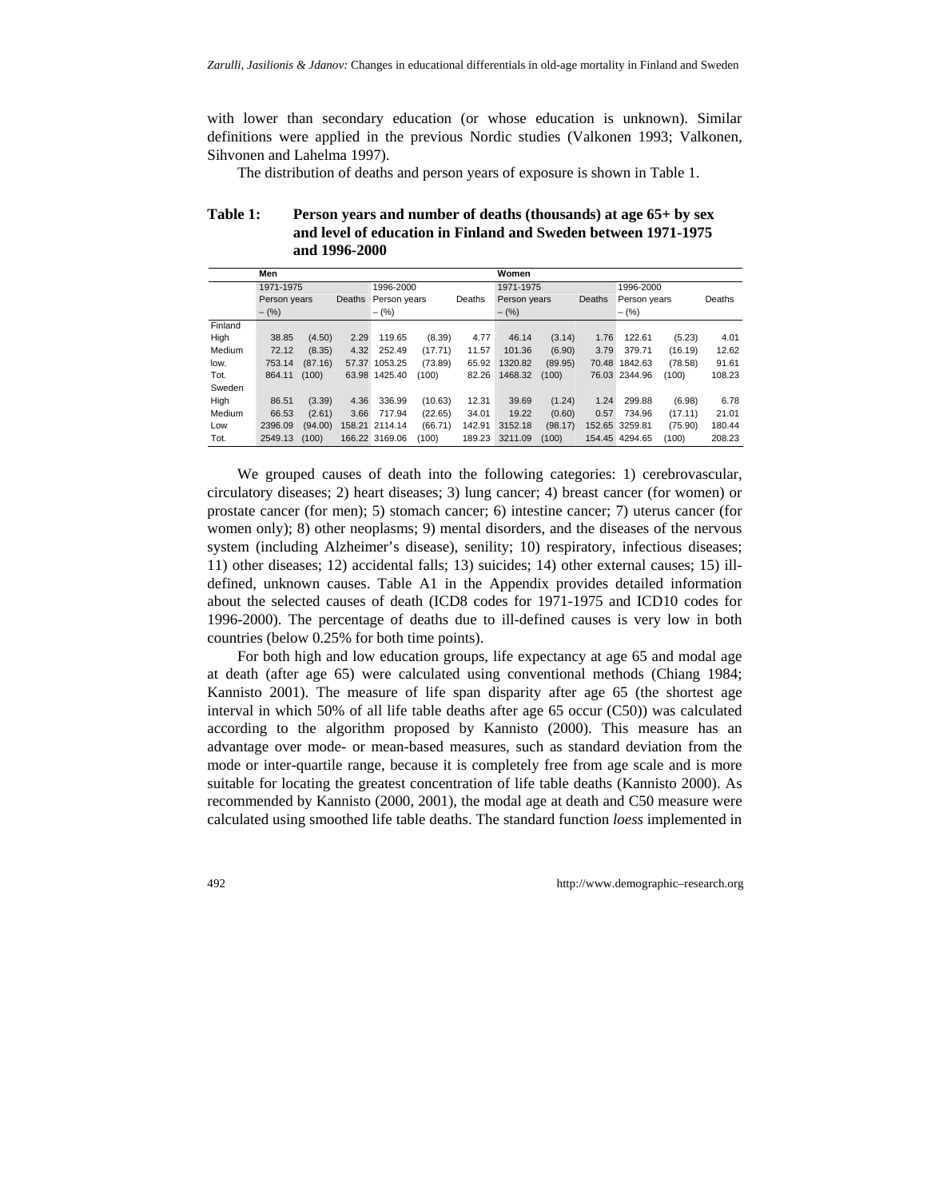with lower than secondary education (or whose education is unknown). Similar definitions were applied in the previous Nordic studies (Valkonen 1993; Valkonen, Sihvonen and Lahelma 1997).

The distribution of deaths and person years of exposure is shown in Table 1.

**Table 1: Person years and number of deaths (thousands) at age 65+ by sex and level of education in Finland and Sweden between 1971-1975 and 1996-2000**

| | Men | | | | | | Women | | | | | |
|---|---|---|---|---|---|---|---|---|---|---|---|---|
| | 1971-1975 | | | 1996-2000 | | | 1971-1975 | | | 1996-2000 | | |
| | Person years – (%) | | Deaths | Person years – (%) | | Deaths | Person years – (%) | | Deaths | Person years – (%) | | Deaths |
| Finland | | | | | | | | | | | | |
| High | 38.85 | (4.50) | 2.29 | 119.65 | (8.39) | 4.77 | 46.14 | (3.14) | 1.76 | 122.61 | (5.23) | 4.01 |
| Medium | 72.12 | (8.35) | 4.32 | 252.49 | (17.71) | 11.57 | 101.36 | (6.90) | 3.79 | 379.71 | (16.19) | 12.62 |
| low. | 753.14 | (87.16) | 57.37 | 1053.25 | (73.89) | 65.92 | 1320.82 | (89.95) | 70.48 | 1842.63 | (78.58) | 91.61 |
| Tot. | 864.11 | (100) | 63.98 | 1425.40 | (100) | 82.26 | 1468.32 | (100) | 76.03 | 2344.96 | (100) | 108.23 |
| Sweden | | | | | | | | | | | | |
| High | 86.51 | (3.39) | 4.36 | 336.99 | (10.63) | 12.31 | 39.69 | (1.24) | 1.24 | 299.88 | (6.98) | 6.78 |
| Medium | 66.53 | (2.61) | 3.66 | 717.94 | (22.65) | 34.01 | 19.22 | (0.60) | 0.57 | 734.96 | (17.11) | 21.01 |
| Low | 2396.09 | (94.00) | 158.21 | 2114.14 | (66.71) | 142.91 | 3152.18 | (98.17) | 152.65 | 3259.81 | (75.90) | 180.44 |
| Tot. | 2549.13 | (100) | 166.22 | 3169.06 | (100) | 189.23 | 3211.09 | (100) | 154.45 | 4294.65 | (100) | 208.23 |

We grouped causes of death into the following categories: 1) cerebrovascular, circulatory diseases; 2) heart diseases; 3) lung cancer; 4) breast cancer (for women) or prostate cancer (for men); 5) stomach cancer; 6) intestine cancer; 7) uterus cancer (for women only); 8) other neoplasms; 9) mental disorders, and the diseases of the nervous system (including Alzheimer's disease), senility; 10) respiratory, infectious diseases; 11) other diseases; 12) accidental falls; 13) suicides; 14) other external causes; 15) ill-defined, unknown causes. Table A1 in the Appendix provides detailed information about the selected causes of death (ICD8 codes for 1971-1975 and ICD10 codes for 1996-2000). The percentage of deaths due to ill-defined causes is very low in both countries (below 0.25% for both time points).

For both high and low education groups, life expectancy at age 65 and modal age at death (after age 65) were calculated using conventional methods (Chiang 1984; Kannisto 2001). The measure of life span disparity after age 65 (the shortest age interval in which 50% of all life table deaths after age 65 occur (C50)) was calculated according to the algorithm proposed by Kannisto (2000). This measure has an advantage over mode- or mean-based measures, such as standard deviation from the mode or inter-quartile range, because it is completely free from age scale and is more suitable for locating the greatest concentration of life table deaths (Kannisto 2000). As recommended by Kannisto (2000, 2001), the modal age at death and C50 measure were calculated using smoothed life table deaths. The standard function *loess* implemented in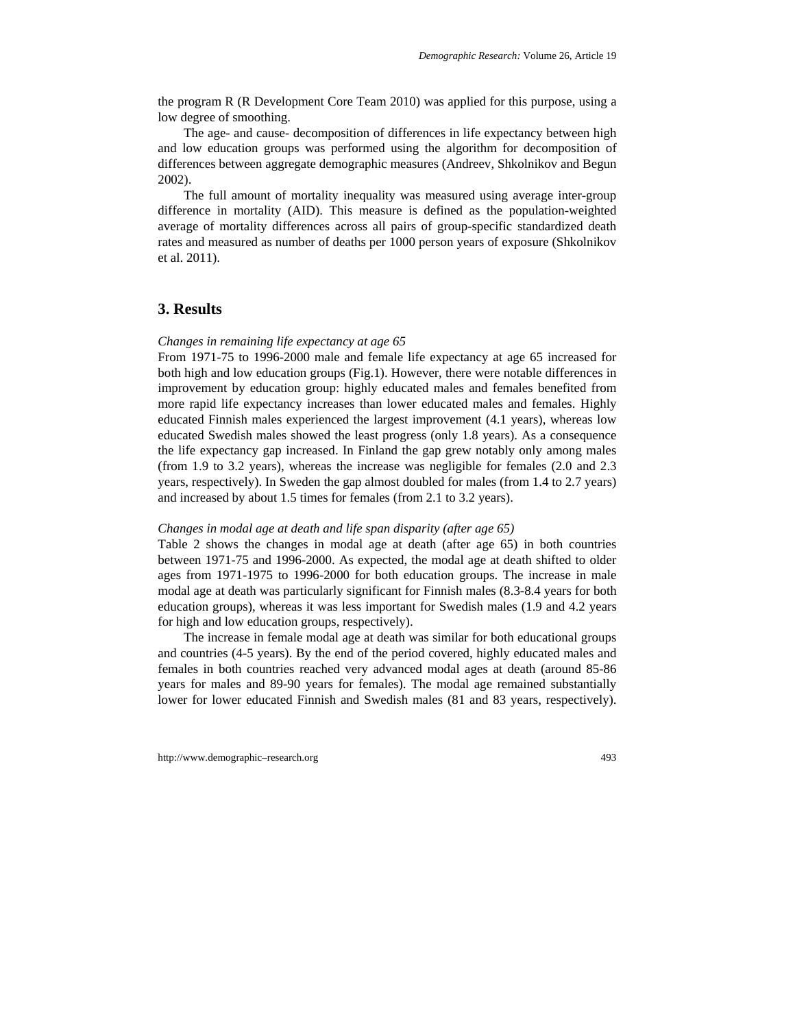the program R (R Development Core Team 2010) was applied for this purpose, using a low degree of smoothing.

The age- and cause- decomposition of differences in life expectancy between high and low education groups was performed using the algorithm for decomposition of differences between aggregate demographic measures (Andreev, Shkolnikov and Begun 2002).

The full amount of mortality inequality was measured using average inter-group difference in mortality (AID). This measure is defined as the population-weighted average of mortality differences across all pairs of group-specific standardized death rates and measured as number of deaths per 1000 person years of exposure (Shkolnikov et al. 2011).

## 3. Results

*Changes in remaining life expectancy at age 65*

From 1971-75 to 1996-2000 male and female life expectancy at age 65 increased for both high and low education groups (Fig.1). However, there were notable differences in improvement by education group: highly educated males and females benefited from more rapid life expectancy increases than lower educated males and females. Highly educated Finnish males experienced the largest improvement (4.1 years), whereas low educated Swedish males showed the least progress (only 1.8 years). As a consequence the life expectancy gap increased. In Finland the gap grew notably only among males (from 1.9 to 3.2 years), whereas the increase was negligible for females (2.0 and 2.3 years, respectively). In Sweden the gap almost doubled for males (from 1.4 to 2.7 years) and increased by about 1.5 times for females (from 2.1 to 3.2 years).

*Changes in modal age at death and life span disparity (after age 65)*

Table 2 shows the changes in modal age at death (after age 65) in both countries between 1971-75 and 1996-2000. As expected, the modal age at death shifted to older ages from 1971-1975 to 1996-2000 for both education groups. The increase in male modal age at death was particularly significant for Finnish males (8.3-8.4 years for both education groups), whereas it was less important for Swedish males (1.9 and 4.2 years for high and low education groups, respectively).

The increase in female modal age at death was similar for both educational groups and countries (4-5 years). By the end of the period covered, highly educated males and females in both countries reached very advanced modal ages at death (around 85-86 years for males and 89-90 years for females). The modal age remained substantially lower for lower educated Finnish and Swedish males (81 and 83 years, respectively).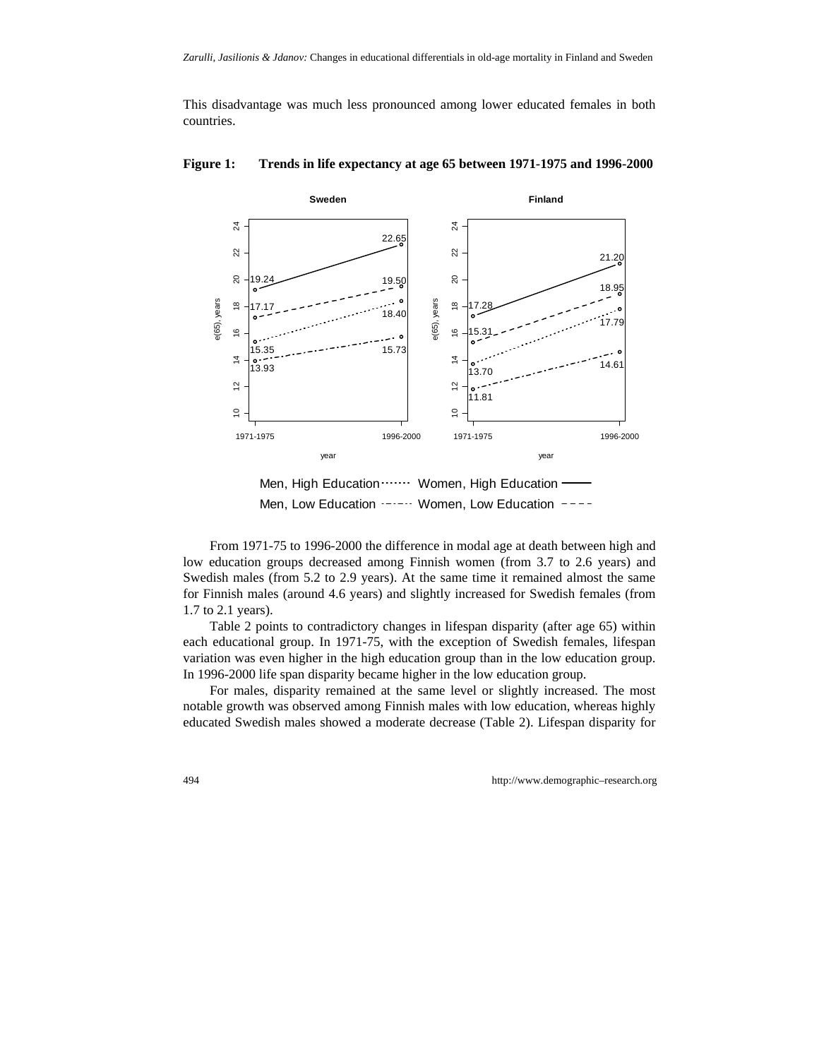This disadvantage was much less pronounced among lower educated females in both countries.

**Figure 1: Trends in life expectancy at age 65 between 1971-1975 and 1996-2000**

From 1971-75 to 1996-2000 the difference in modal age at death between high and low education groups decreased among Finnish women (from 3.7 to 2.6 years) and Swedish males (from 5.2 to 2.9 years). At the same time it remained almost the same for Finnish males (around 4.6 years) and slightly increased for Swedish females (from 1.7 to 2.1 years).

Table 2 points to contradictory changes in lifespan disparity (after age 65) within each educational group. In 1971-75, with the exception of Swedish females, lifespan variation was even higher in the high education group than in the low education group. In 1996-2000 life span disparity became higher in the low education group.

For males, disparity remained at the same level or slightly increased. The most notable growth was observed among Finnish males with low education, whereas highly educated Swedish males showed a moderate decrease (Table 2). Lifespan disparity for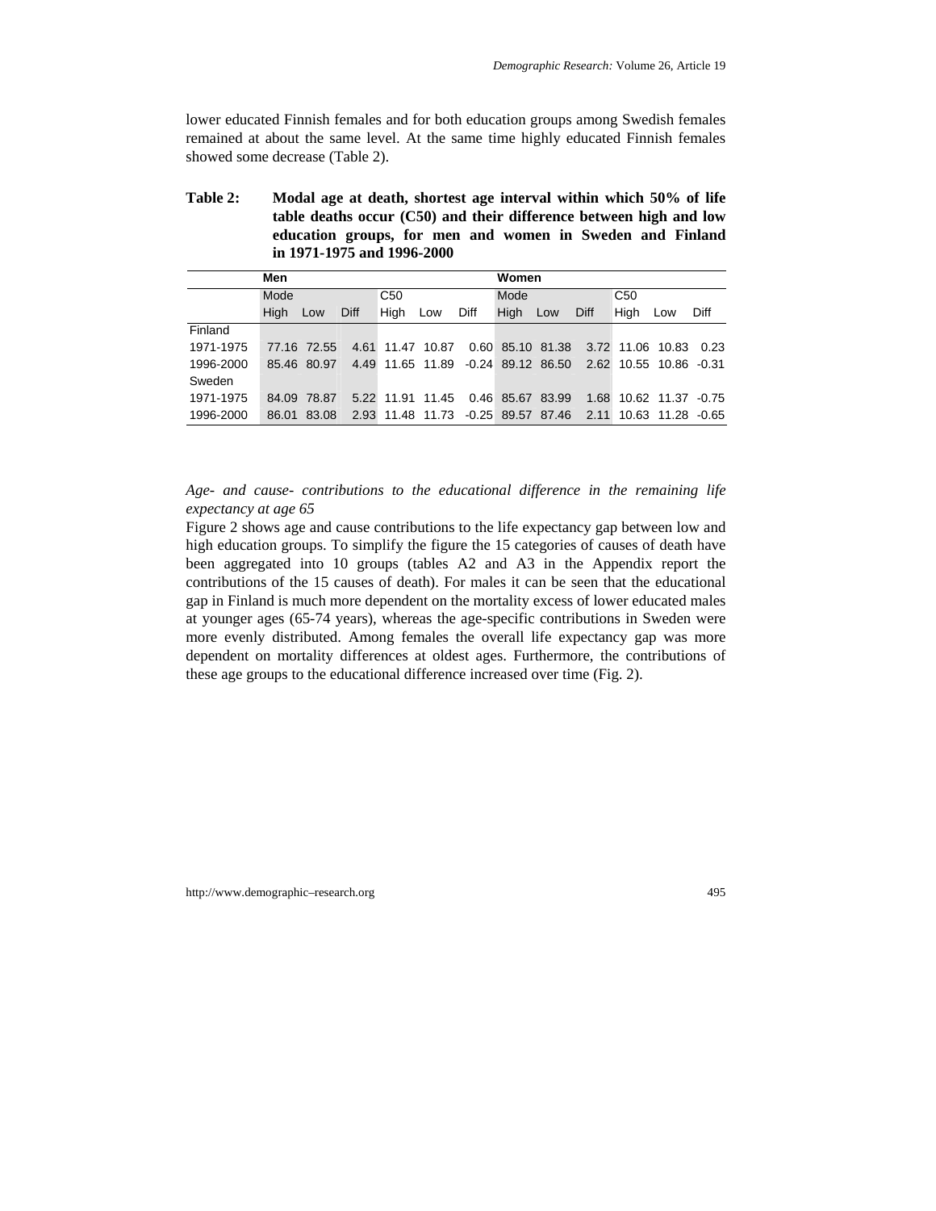lower educated Finnish females and for both education groups among Swedish females remained at about the same level. At the same time highly educated Finnish females showed some decrease (Table 2).

**Table 2: Modal age at death, shortest age interval within which 50% of life table deaths occur (C50) and their difference between high and low education groups, for men and women in Sweden and Finland in 1971-1975 and 1996-2000**

| | Men | | | | | | Women | | | | | |
|---|---|---|---|---|---|---|---|---|---|---|---|---|
| | Mode | | | C50 | | | Mode | | | C50 | | |
| | High | Low | Diff | High | Low | Diff | High | Low | Diff | High | Low | Diff |
| Finland | | | | | | | | | | | | |
| 1971-1975 | 77.16 | 72.55 | 4.61 | 11.47 | 10.87 | 0.60 | 85.10 | 81.38 | 3.72 | 11.06 | 10.83 | 0.23 |
| 1996-2000 | 85.46 | 80.97 | 4.49 | 11.65 | 11.89 | -0.24 | 89.12 | 86.50 | 2.62 | 10.55 | 10.86 | -0.31 |
| Sweden | | | | | | | | | | | | |
| 1971-1975 | 84.09 | 78.87 | 5.22 | 11.91 | 11.45 | 0.46 | 85.67 | 83.99 | 1.68 | 10.62 | 11.37 | -0.75 |
| 1996-2000 | 86.01 | 83.08 | 2.93 | 11.48 | 11.73 | -0.25 | 89.57 | 87.46 | 2.11 | 10.63 | 11.28 | -0.65 |

*Age- and cause- contributions to the educational difference in the remaining life expectancy at age 65*

Figure 2 shows age and cause contributions to the life expectancy gap between low and high education groups. To simplify the figure the 15 categories of causes of death have been aggregated into 10 groups (tables A2 and A3 in the Appendix report the contributions of the 15 causes of death). For males it can be seen that the educational gap in Finland is much more dependent on the mortality excess of lower educated males at younger ages (65-74 years), whereas the age-specific contributions in Sweden were more evenly distributed. Among females the overall life expectancy gap was more dependent on mortality differences at oldest ages. Furthermore, the contributions of these age groups to the educational difference increased over time (Fig. 2).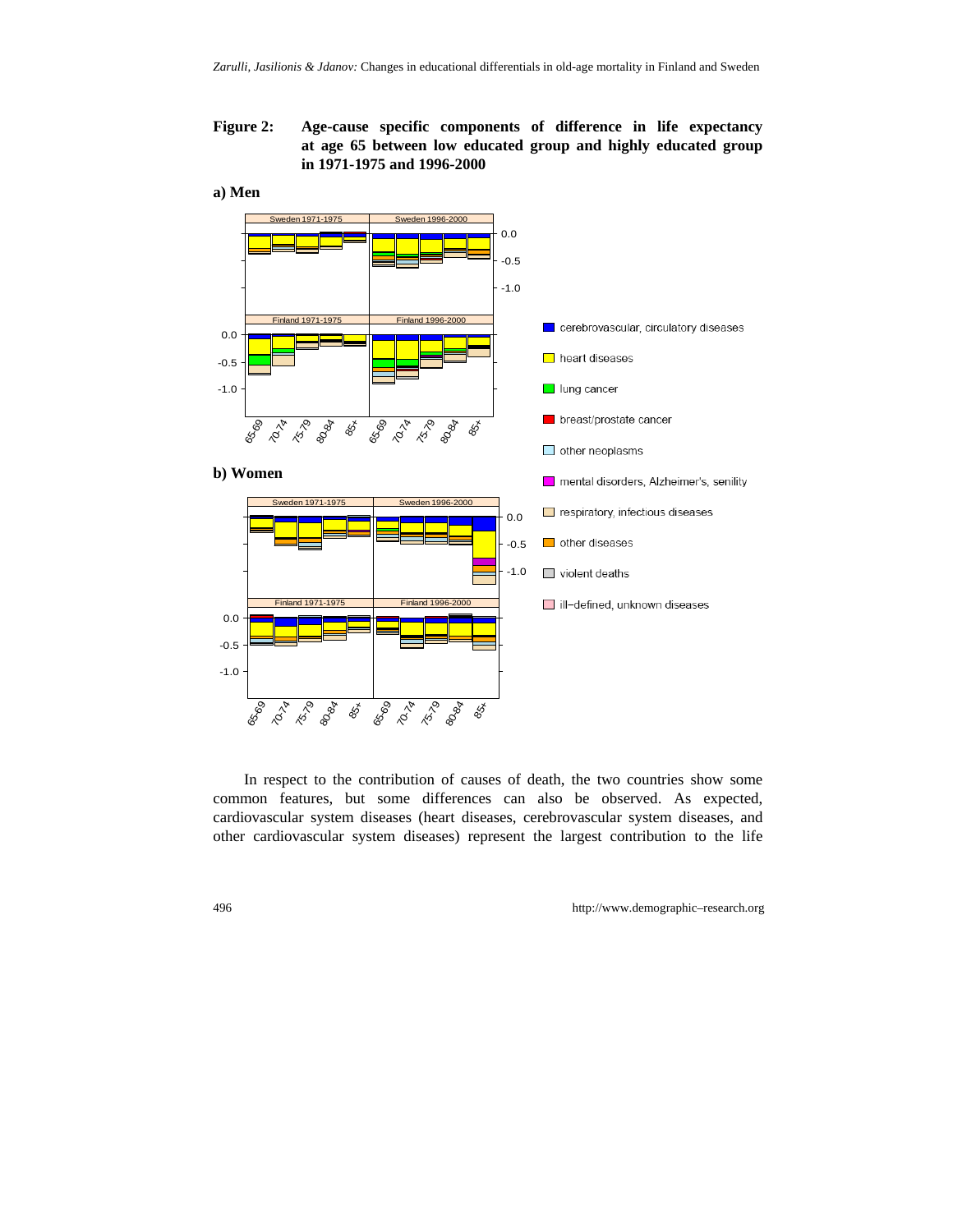**Figure 2: Age-cause specific components of difference in life expectancy at age 65 between low educated group and highly educated group in 1971-1975 and 1996-2000**

**a) Men**

**b) Women**

In respect to the contribution of causes of death, the two countries show some common features, but some differences can also be observed. As expected, cardiovascular system diseases (heart diseases, cerebrovascular system diseases, and other cardiovascular system diseases) represent the largest contribution to the life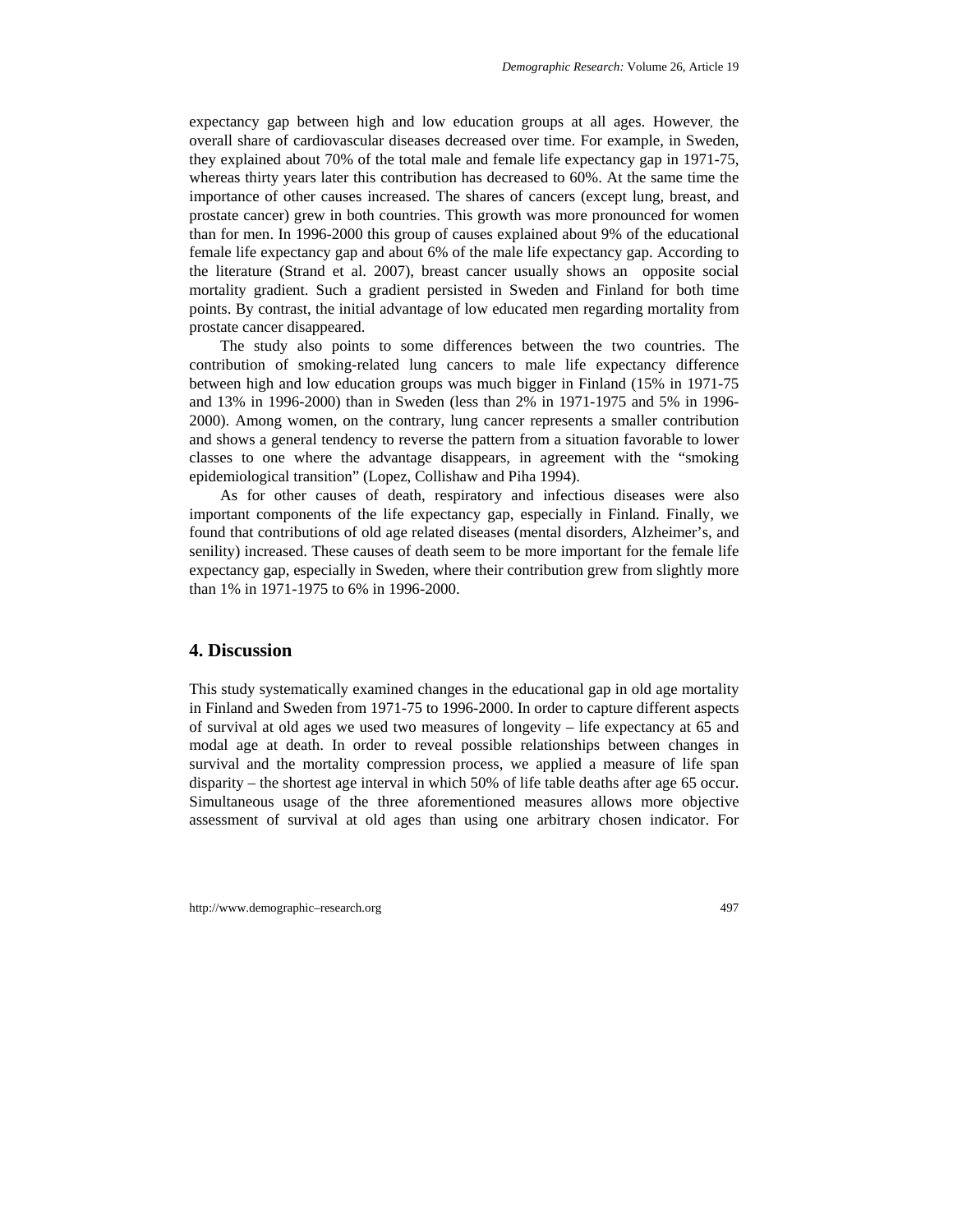expectancy gap between high and low education groups at all ages. However, the overall share of cardiovascular diseases decreased over time. For example, in Sweden, they explained about 70% of the total male and female life expectancy gap in 1971-75, whereas thirty years later this contribution has decreased to 60%. At the same time the importance of other causes increased. The shares of cancers (except lung, breast, and prostate cancer) grew in both countries. This growth was more pronounced for women than for men. In 1996-2000 this group of causes explained about 9% of the educational female life expectancy gap and about 6% of the male life expectancy gap. According to the literature (Strand et al. 2007), breast cancer usually shows an opposite social mortality gradient. Such a gradient persisted in Sweden and Finland for both time points. By contrast, the initial advantage of low educated men regarding mortality from prostate cancer disappeared.

The study also points to some differences between the two countries. The contribution of smoking-related lung cancers to male life expectancy difference between high and low education groups was much bigger in Finland (15% in 1971-75 and 13% in 1996-2000) than in Sweden (less than 2% in 1971-1975 and 5% in 1996-2000). Among women, on the contrary, lung cancer represents a smaller contribution and shows a general tendency to reverse the pattern from a situation favorable to lower classes to one where the advantage disappears, in agreement with the “smoking epidemiological transition” (Lopez, Collishaw and Piha 1994).

As for other causes of death, respiratory and infectious diseases were also important components of the life expectancy gap, especially in Finland. Finally, we found that contributions of old age related diseases (mental disorders, Alzheimer’s, and senility) increased. These causes of death seem to be more important for the female life expectancy gap, especially in Sweden, where their contribution grew from slightly more than 1% in 1971-1975 to 6% in 1996-2000.

## 4. Discussion

This study systematically examined changes in the educational gap in old age mortality in Finland and Sweden from 1971-75 to 1996-2000. In order to capture different aspects of survival at old ages we used two measures of longevity – life expectancy at 65 and modal age at death. In order to reveal possible relationships between changes in survival and the mortality compression process, we applied a measure of life span disparity – the shortest age interval in which 50% of life table deaths after age 65 occur. Simultaneous usage of the three aforementioned measures allows more objective assessment of survival at old ages than using one arbitrary chosen indicator. For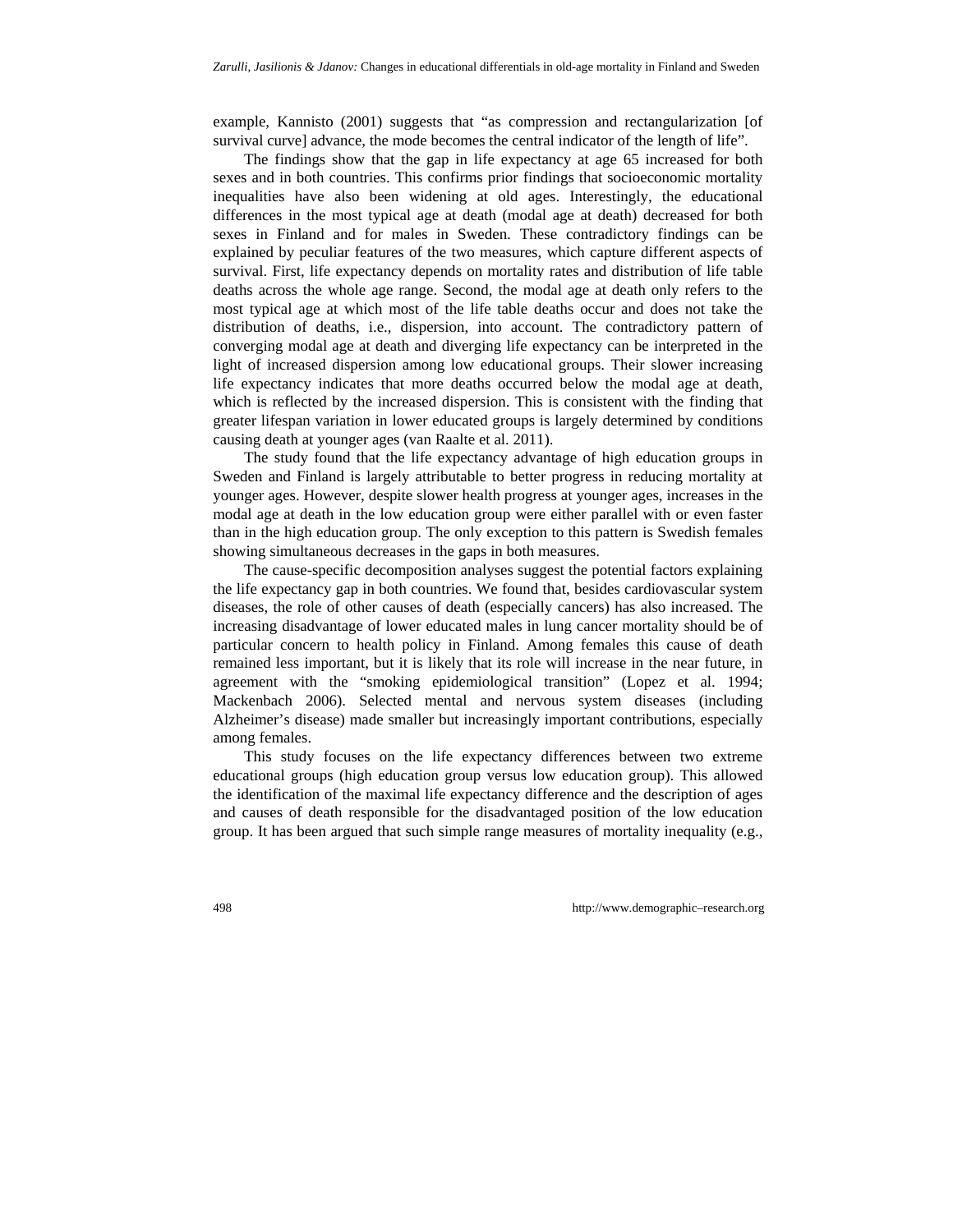example, Kannisto (2001) suggests that "as compression and rectangularization [of survival curve] advance, the mode becomes the central indicator of the length of life".

The findings show that the gap in life expectancy at age 65 increased for both sexes and in both countries. This confirms prior findings that socioeconomic mortality inequalities have also been widening at old ages. Interestingly, the educational differences in the most typical age at death (modal age at death) decreased for both sexes in Finland and for males in Sweden. These contradictory findings can be explained by peculiar features of the two measures, which capture different aspects of survival. First, life expectancy depends on mortality rates and distribution of life table deaths across the whole age range. Second, the modal age at death only refers to the most typical age at which most of the life table deaths occur and does not take the distribution of deaths, i.e., dispersion, into account. The contradictory pattern of converging modal age at death and diverging life expectancy can be interpreted in the light of increased dispersion among low educational groups. Their slower increasing life expectancy indicates that more deaths occurred below the modal age at death, which is reflected by the increased dispersion. This is consistent with the finding that greater lifespan variation in lower educated groups is largely determined by conditions causing death at younger ages (van Raalte et al. 2011).

The study found that the life expectancy advantage of high education groups in Sweden and Finland is largely attributable to better progress in reducing mortality at younger ages. However, despite slower health progress at younger ages, increases in the modal age at death in the low education group were either parallel with or even faster than in the high education group. The only exception to this pattern is Swedish females showing simultaneous decreases in the gaps in both measures.

The cause-specific decomposition analyses suggest the potential factors explaining the life expectancy gap in both countries. We found that, besides cardiovascular system diseases, the role of other causes of death (especially cancers) has also increased. The increasing disadvantage of lower educated males in lung cancer mortality should be of particular concern to health policy in Finland. Among females this cause of death remained less important, but it is likely that its role will increase in the near future, in agreement with the "smoking epidemiological transition" (Lopez et al. 1994; Mackenbach 2006). Selected mental and nervous system diseases (including Alzheimer's disease) made smaller but increasingly important contributions, especially among females.

This study focuses on the life expectancy differences between two extreme educational groups (high education group versus low education group). This allowed the identification of the maximal life expectancy difference and the description of ages and causes of death responsible for the disadvantaged position of the low education group. It has been argued that such simple range measures of mortality inequality (e.g.,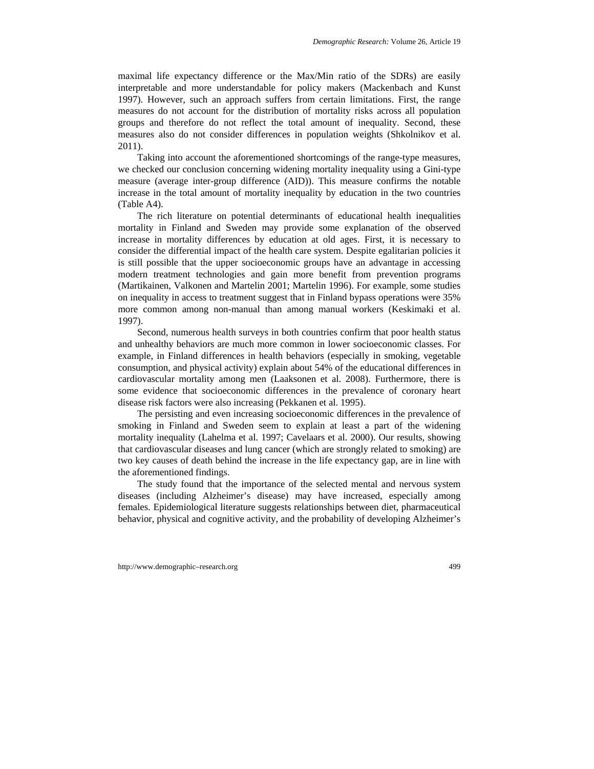maximal life expectancy difference or the Max/Min ratio of the SDRs) are easily interpretable and more understandable for policy makers (Mackenbach and Kunst 1997). However, such an approach suffers from certain limitations. First, the range measures do not account for the distribution of mortality risks across all population groups and therefore do not reflect the total amount of inequality. Second, these measures also do not consider differences in population weights (Shkolnikov et al. 2011).

Taking into account the aforementioned shortcomings of the range-type measures, we checked our conclusion concerning widening mortality inequality using a Gini-type measure (average inter-group difference (AID)). This measure confirms the notable increase in the total amount of mortality inequality by education in the two countries (Table A4).

The rich literature on potential determinants of educational health inequalities mortality in Finland and Sweden may provide some explanation of the observed increase in mortality differences by education at old ages. First, it is necessary to consider the differential impact of the health care system. Despite egalitarian policies it is still possible that the upper socioeconomic groups have an advantage in accessing modern treatment technologies and gain more benefit from prevention programs (Martikainen, Valkonen and Martelin 2001; Martelin 1996). For example, some studies on inequality in access to treatment suggest that in Finland bypass operations were 35% more common among non-manual than among manual workers (Keskimaki et al. 1997).

Second, numerous health surveys in both countries confirm that poor health status and unhealthy behaviors are much more common in lower socioeconomic classes. For example, in Finland differences in health behaviors (especially in smoking, vegetable consumption, and physical activity) explain about 54% of the educational differences in cardiovascular mortality among men (Laaksonen et al. 2008). Furthermore, there is some evidence that socioeconomic differences in the prevalence of coronary heart disease risk factors were also increasing (Pekkanen et al. 1995).

The persisting and even increasing socioeconomic differences in the prevalence of smoking in Finland and Sweden seem to explain at least a part of the widening mortality inequality (Lahelma et al. 1997; Cavelaars et al. 2000). Our results, showing that cardiovascular diseases and lung cancer (which are strongly related to smoking) are two key causes of death behind the increase in the life expectancy gap, are in line with the aforementioned findings.

The study found that the importance of the selected mental and nervous system diseases (including Alzheimer's disease) may have increased, especially among females. Epidemiological literature suggests relationships between diet, pharmaceutical behavior, physical and cognitive activity, and the probability of developing Alzheimer's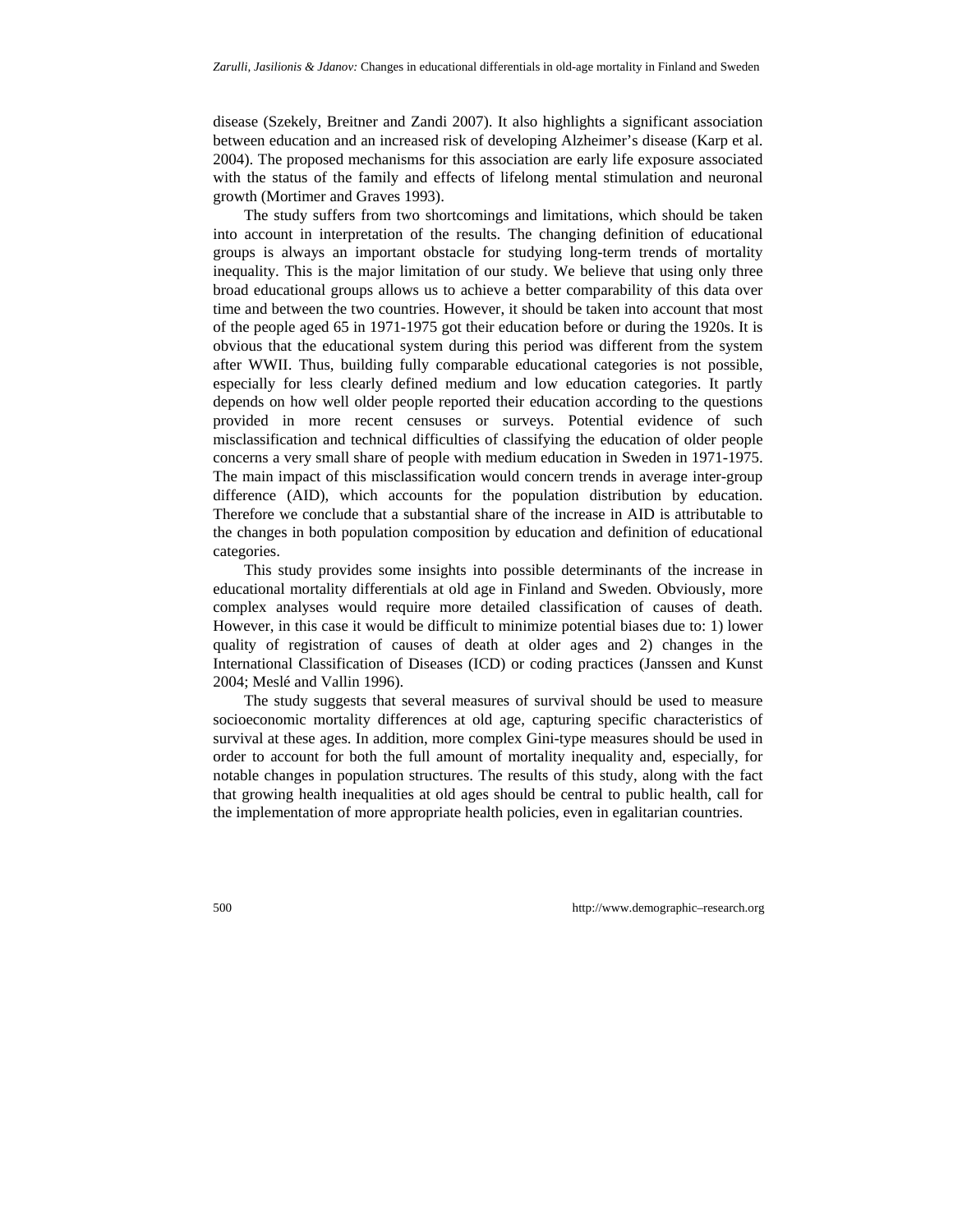disease (Szekely, Breitner and Zandi 2007). It also highlights a significant association between education and an increased risk of developing Alzheimer's disease (Karp et al. 2004). The proposed mechanisms for this association are early life exposure associated with the status of the family and effects of lifelong mental stimulation and neuronal growth (Mortimer and Graves 1993).

The study suffers from two shortcomings and limitations, which should be taken into account in interpretation of the results. The changing definition of educational groups is always an important obstacle for studying long-term trends of mortality inequality. This is the major limitation of our study. We believe that using only three broad educational groups allows us to achieve a better comparability of this data over time and between the two countries. However, it should be taken into account that most of the people aged 65 in 1971-1975 got their education before or during the 1920s. It is obvious that the educational system during this period was different from the system after WWII. Thus, building fully comparable educational categories is not possible, especially for less clearly defined medium and low education categories. It partly depends on how well older people reported their education according to the questions provided in more recent censuses or surveys. Potential evidence of such misclassification and technical difficulties of classifying the education of older people concerns a very small share of people with medium education in Sweden in 1971-1975. The main impact of this misclassification would concern trends in average inter-group difference (AID), which accounts for the population distribution by education. Therefore we conclude that a substantial share of the increase in AID is attributable to the changes in both population composition by education and definition of educational categories.

This study provides some insights into possible determinants of the increase in educational mortality differentials at old age in Finland and Sweden. Obviously, more complex analyses would require more detailed classification of causes of death. However, in this case it would be difficult to minimize potential biases due to: 1) lower quality of registration of causes of death at older ages and 2) changes in the International Classification of Diseases (ICD) or coding practices (Janssen and Kunst 2004; Meslé and Vallin 1996).

The study suggests that several measures of survival should be used to measure socioeconomic mortality differences at old age, capturing specific characteristics of survival at these ages. In addition, more complex Gini-type measures should be used in order to account for both the full amount of mortality inequality and, especially, for notable changes in population structures. The results of this study, along with the fact that growing health inequalities at old ages should be central to public health, call for the implementation of more appropriate health policies, even in egalitarian countries.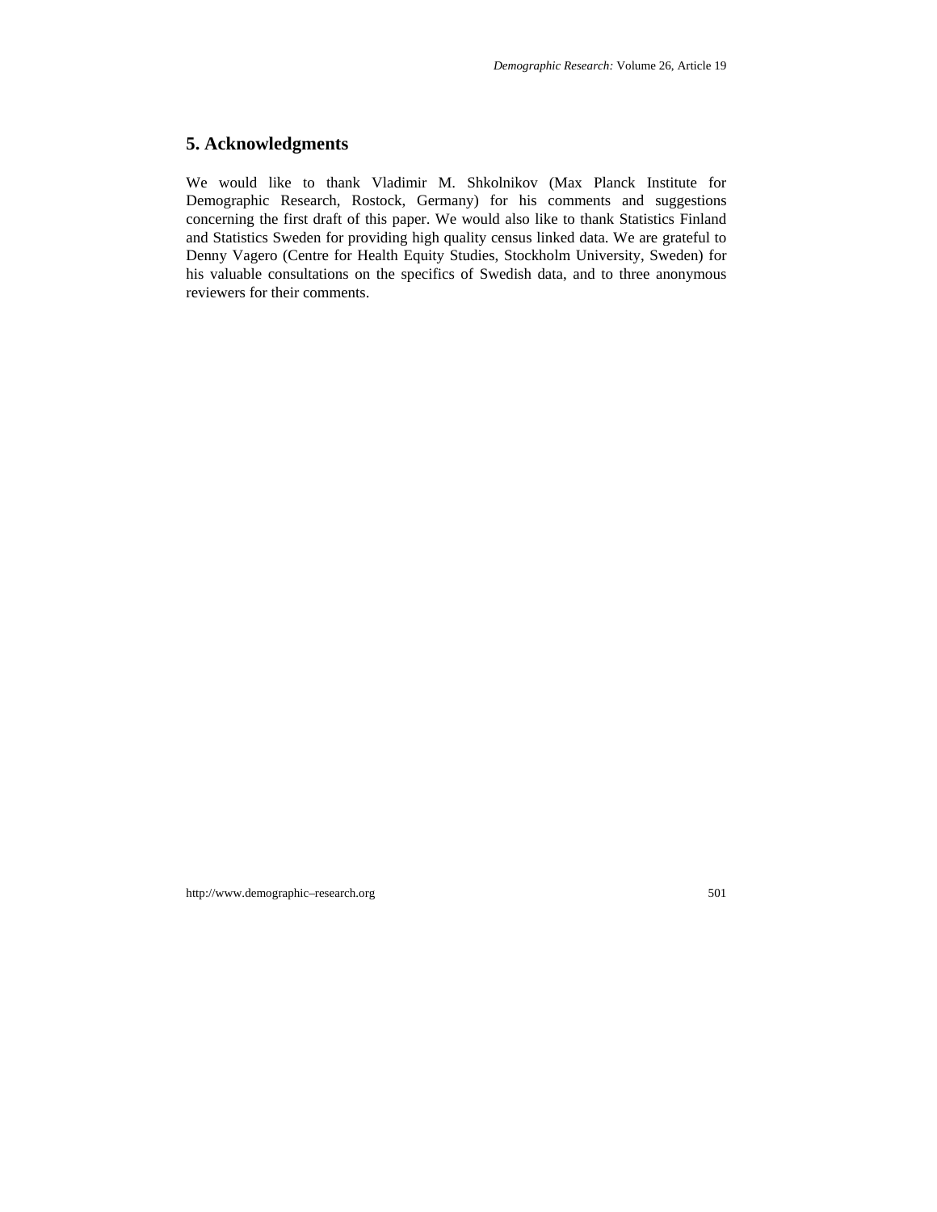## 5. Acknowledgments

We would like to thank Vladimir M. Shkolnikov (Max Planck Institute for Demographic Research, Rostock, Germany) for his comments and suggestions concerning the first draft of this paper. We would also like to thank Statistics Finland and Statistics Sweden for providing high quality census linked data. We are grateful to Denny Vagero (Centre for Health Equity Studies, Stockholm University, Sweden) for his valuable consultations on the specifics of Swedish data, and to three anonymous reviewers for their comments.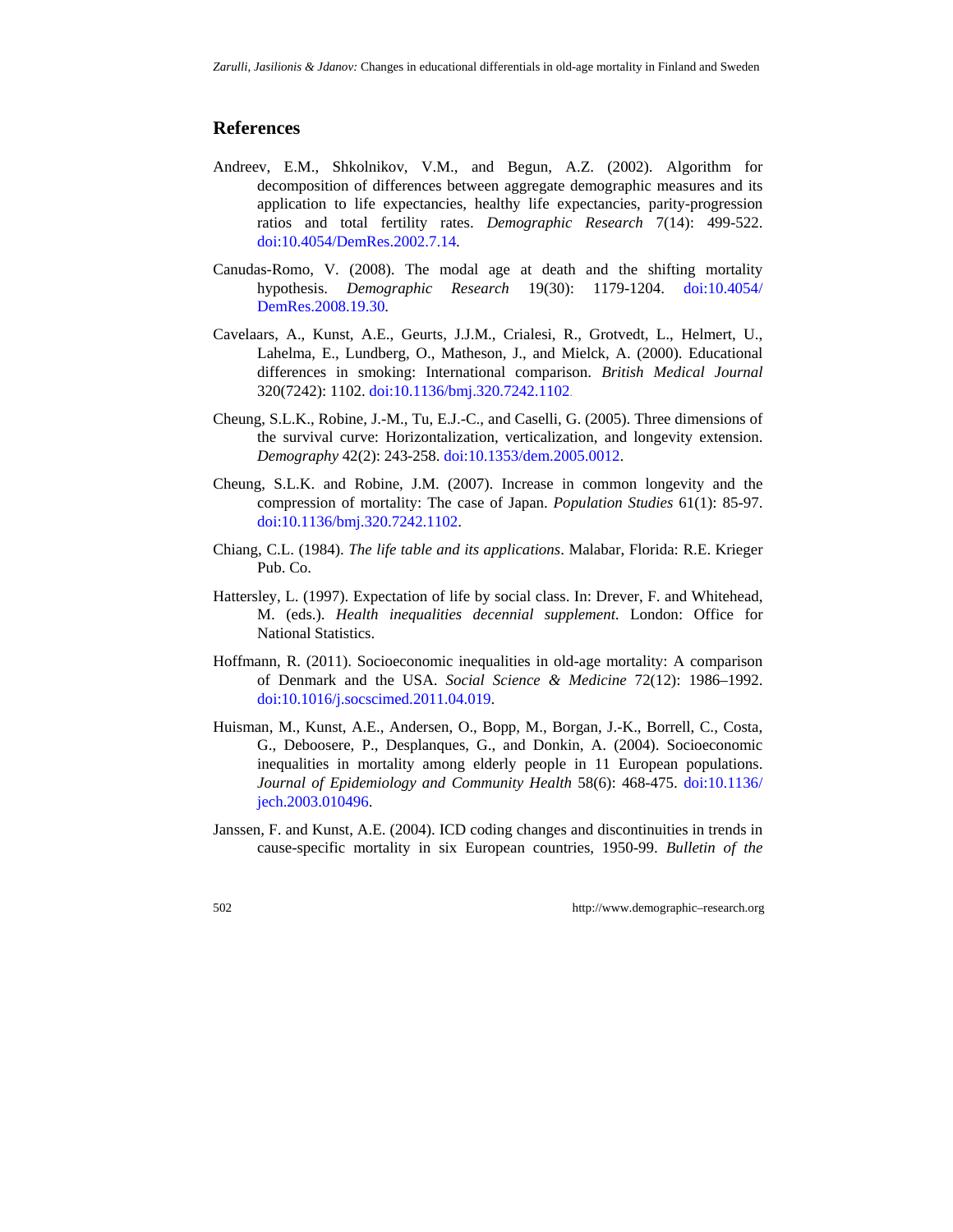## References

Andreev, E.M., Shkolnikov, V.M., and Begun, A.Z. (2002). Algorithm for decomposition of differences between aggregate demographic measures and its application to life expectancies, healthy life expectancies, parity-progression ratios and total fertility rates. *Demographic Research* 7(14): 499-522. doi:10.4054/DemRes.2002.7.14.

Canudas-Romo, V. (2008). The modal age at death and the shifting mortality hypothesis. *Demographic Research* 19(30): 1179-1204. doi:10.4054/DemRes.2008.19.30.

Cavelaars, A., Kunst, A.E., Geurts, J.J.M., Crialesi, R., Grotvedt, L., Helmert, U., Lahelma, E., Lundberg, O., Matheson, J., and Mielck, A. (2000). Educational differences in smoking: International comparison. *British Medical Journal* 320(7242): 1102. doi:10.1136/bmj.320.7242.1102.

Cheung, S.L.K., Robine, J.-M., Tu, E.J.-C., and Caselli, G. (2005). Three dimensions of the survival curve: Horizontalization, verticalization, and longevity extension. *Demography* 42(2): 243-258. doi:10.1353/dem.2005.0012.

Cheung, S.L.K. and Robine, J.M. (2007). Increase in common longevity and the compression of mortality: The case of Japan. *Population Studies* 61(1): 85-97. doi:10.1136/bmj.320.7242.1102.

Chiang, C.L. (1984). *The life table and its applications*. Malabar, Florida: R.E. Krieger Pub. Co.

Hattersley, L. (1997). Expectation of life by social class. In: Drever, F. and Whitehead, M. (eds.). *Health inequalities decennial supplement*. London: Office for National Statistics.

Hoffmann, R. (2011). Socioeconomic inequalities in old-age mortality: A comparison of Denmark and the USA. *Social Science & Medicine* 72(12): 1986–1992. doi:10.1016/j.socscimed.2011.04.019.

Huisman, M., Kunst, A.E., Andersen, O., Bopp, M., Borgan, J.-K., Borrell, C., Costa, G., Deboosere, P., Desplanques, G., and Donkin, A. (2004). Socioeconomic inequalities in mortality among elderly people in 11 European populations. *Journal of Epidemiology and Community Health* 58(6): 468-475. doi:10.1136/jech.2003.010496.

Janssen, F. and Kunst, A.E. (2004). ICD coding changes and discontinuities in trends in cause-specific mortality in six European countries, 1950-99. *Bulletin of the*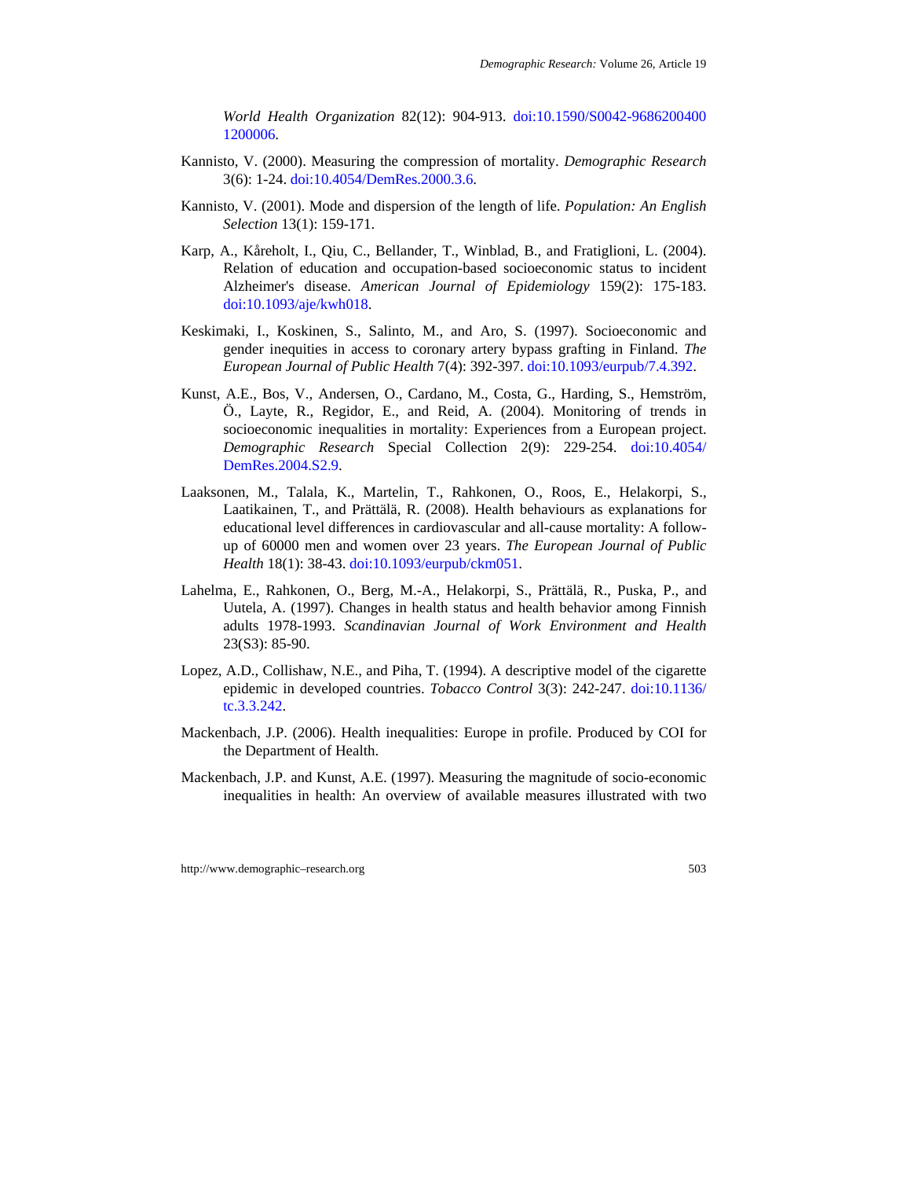*World Health Organization* 82(12): 904-913. doi:10.1590/S0042-96862004001200006.

Kannisto, V. (2000). Measuring the compression of mortality. *Demographic Research* 3(6): 1-24. doi:10.4054/DemRes.2000.3.6.

Kannisto, V. (2001). Mode and dispersion of the length of life. *Population: An English Selection* 13(1): 159-171.

Karp, A., Kåreholt, I., Qiu, C., Bellander, T., Winblad, B., and Fratiglioni, L. (2004). Relation of education and occupation-based socioeconomic status to incident Alzheimer's disease. *American Journal of Epidemiology* 159(2): 175-183. doi:10.1093/aje/kwh018.

Keskimaki, I., Koskinen, S., Salinto, M., and Aro, S. (1997). Socioeconomic and gender inequities in access to coronary artery bypass grafting in Finland. *The European Journal of Public Health* 7(4): 392-397. doi:10.1093/eurpub/7.4.392.

Kunst, A.E., Bos, V., Andersen, O., Cardano, M., Costa, G., Harding, S., Hemström, Ö., Layte, R., Regidor, E., and Reid, A. (2004). Monitoring of trends in socioeconomic inequalities in mortality: Experiences from a European project. *Demographic Research* Special Collection 2(9): 229-254. doi:10.4054/DemRes.2004.S2.9.

Laaksonen, M., Talala, K., Martelin, T., Rahkonen, O., Roos, E., Helakorpi, S., Laatikainen, T., and Prättälä, R. (2008). Health behaviours as explanations for educational level differences in cardiovascular and all-cause mortality: A follow-up of 60000 men and women over 23 years. *The European Journal of Public Health* 18(1): 38-43. doi:10.1093/eurpub/ckm051.

Lahelma, E., Rahkonen, O., Berg, M.-A., Helakorpi, S., Prättälä, R., Puska, P., and Uutela, A. (1997). Changes in health status and health behavior among Finnish adults 1978-1993. *Scandinavian Journal of Work Environment and Health* 23(S3): 85-90.

Lopez, A.D., Collishaw, N.E., and Piha, T. (1994). A descriptive model of the cigarette epidemic in developed countries. *Tobacco Control* 3(3): 242-247. doi:10.1136/tc.3.3.242.

Mackenbach, J.P. (2006). Health inequalities: Europe in profile. Produced by COI for the Department of Health.

Mackenbach, J.P. and Kunst, A.E. (1997). Measuring the magnitude of socio-economic inequalities in health: An overview of available measures illustrated with two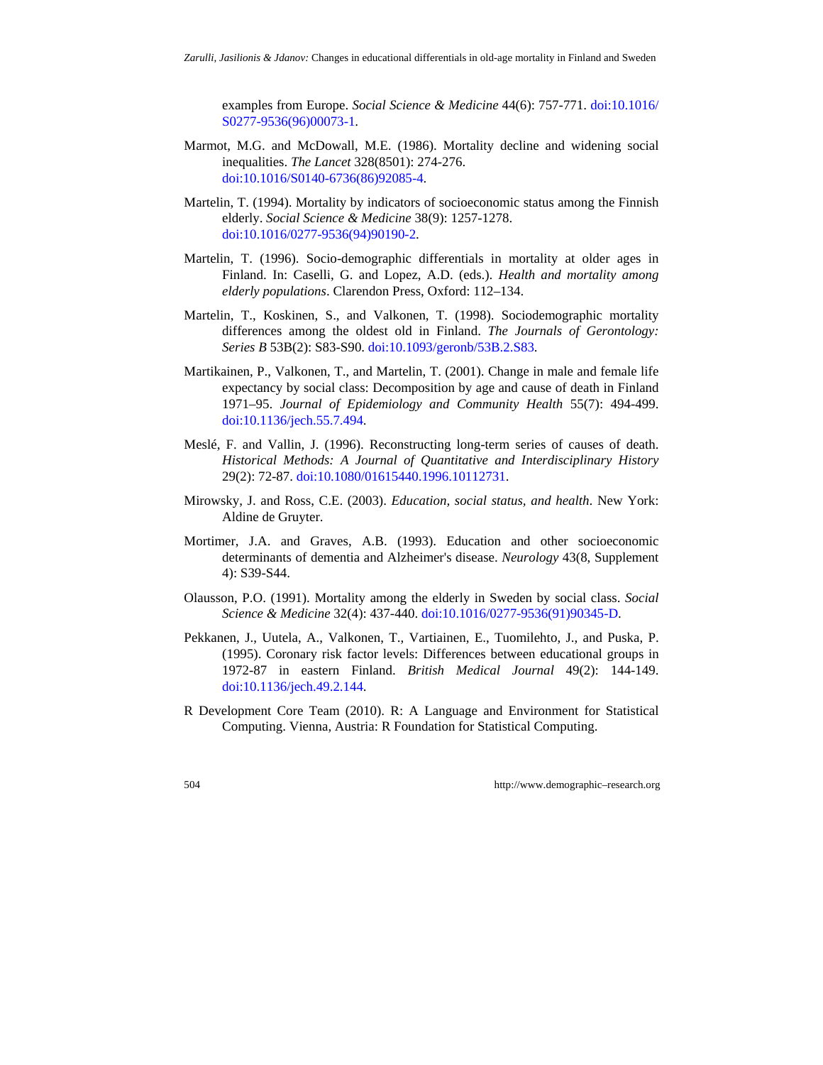examples from Europe. *Social Science & Medicine* 44(6): 757-771. doi:10.1016/S0277-9536(96)00073-1.

Marmot, M.G. and McDowall, M.E. (1986). Mortality decline and widening social inequalities. *The Lancet* 328(8501): 274-276. doi:10.1016/S0140-6736(86)92085-4.

Martelin, T. (1994). Mortality by indicators of socioeconomic status among the Finnish elderly. *Social Science & Medicine* 38(9): 1257-1278. doi:10.1016/0277-9536(94)90190-2.

Martelin, T. (1996). Socio-demographic differentials in mortality at older ages in Finland. In: Caselli, G. and Lopez, A.D. (eds.). *Health and mortality among elderly populations*. Clarendon Press, Oxford: 112–134.

Martelin, T., Koskinen, S., and Valkonen, T. (1998). Sociodemographic mortality differences among the oldest old in Finland. *The Journals of Gerontology: Series B* 53B(2): S83-S90. doi:10.1093/geronb/53B.2.S83.

Martikainen, P., Valkonen, T., and Martelin, T. (2001). Change in male and female life expectancy by social class: Decomposition by age and cause of death in Finland 1971–95. *Journal of Epidemiology and Community Health* 55(7): 494-499. doi:10.1136/jech.55.7.494.

Meslé, F. and Vallin, J. (1996). Reconstructing long-term series of causes of death. *Historical Methods: A Journal of Quantitative and Interdisciplinary History* 29(2): 72-87. doi:10.1080/01615440.1996.10112731.

Mirowsky, J. and Ross, C.E. (2003). *Education, social status, and health*. New York: Aldine de Gruyter.

Mortimer, J.A. and Graves, A.B. (1993). Education and other socioeconomic determinants of dementia and Alzheimer's disease. *Neurology* 43(8, Supplement 4): S39-S44.

Olausson, P.O. (1991). Mortality among the elderly in Sweden by social class. *Social Science & Medicine* 32(4): 437-440. doi:10.1016/0277-9536(91)90345-D.

Pekkanen, J., Uutela, A., Valkonen, T., Vartiainen, E., Tuomilehto, J., and Puska, P. (1995). Coronary risk factor levels: Differences between educational groups in 1972-87 in eastern Finland. *British Medical Journal* 49(2): 144-149. doi:10.1136/jech.49.2.144.

R Development Core Team (2010). R: A Language and Environment for Statistical Computing. Vienna, Austria: R Foundation for Statistical Computing.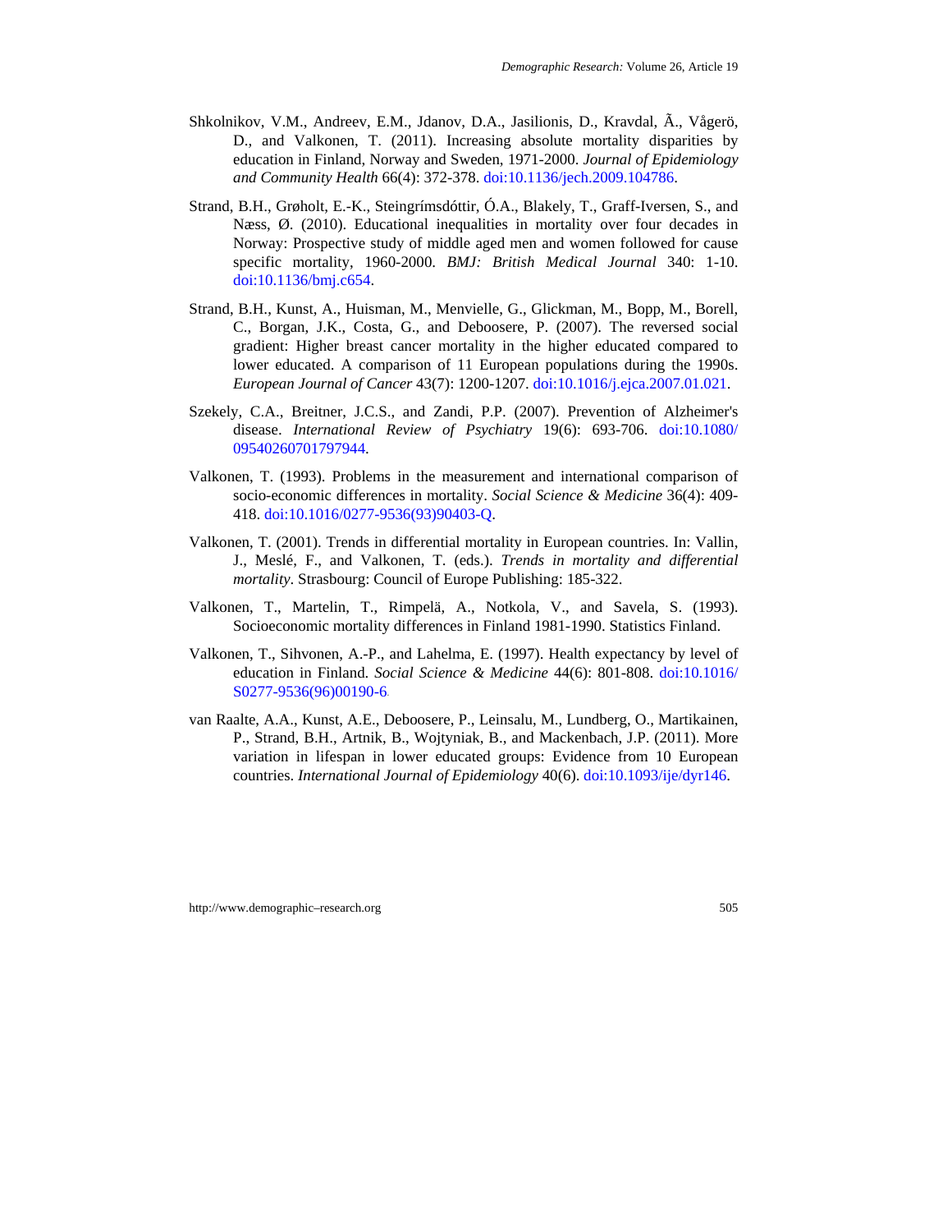Shkolnikov, V.M., Andreev, E.M., Jdanov, D.A., Jasilionis, D., Kravdal, Ã., Vågerö, D., and Valkonen, T. (2011). Increasing absolute mortality disparities by education in Finland, Norway and Sweden, 1971-2000. *Journal of Epidemiology and Community Health* 66(4): 372-378. doi:10.1136/jech.2009.104786.

Strand, B.H., Grøholt, E.-K., Steingrímsdóttir, Ó.A., Blakely, T., Graff-Iversen, S., and Næss, Ø. (2010). Educational inequalities in mortality over four decades in Norway: Prospective study of middle aged men and women followed for cause specific mortality, 1960-2000. *BMJ: British Medical Journal* 340: 1-10. doi:10.1136/bmj.c654.

Strand, B.H., Kunst, A., Huisman, M., Menvielle, G., Glickman, M., Bopp, M., Borell, C., Borgan, J.K., Costa, G., and Deboosere, P. (2007). The reversed social gradient: Higher breast cancer mortality in the higher educated compared to lower educated. A comparison of 11 European populations during the 1990s. *European Journal of Cancer* 43(7): 1200-1207. doi:10.1016/j.ejca.2007.01.021.

Szekely, C.A., Breitner, J.C.S., and Zandi, P.P. (2007). Prevention of Alzheimer's disease. *International Review of Psychiatry* 19(6): 693-706. doi:10.1080/09540260701797944.

Valkonen, T. (1993). Problems in the measurement and international comparison of socio-economic differences in mortality. *Social Science & Medicine* 36(4): 409-418. doi:10.1016/0277-9536(93)90403-Q.

Valkonen, T. (2001). Trends in differential mortality in European countries. In: Vallin, J., Meslé, F., and Valkonen, T. (eds.). *Trends in mortality and differential mortality*. Strasbourg: Council of Europe Publishing: 185-322.

Valkonen, T., Martelin, T., Rimpelä, A., Notkola, V., and Savela, S. (1993). Socioeconomic mortality differences in Finland 1981-1990. Statistics Finland.

Valkonen, T., Sihvonen, A.-P., and Lahelma, E. (1997). Health expectancy by level of education in Finland. *Social Science & Medicine* 44(6): 801-808. doi:10.1016/S0277-9536(96)00190-6.

van Raalte, A.A., Kunst, A.E., Deboosere, P., Leinsalu, M., Lundberg, O., Martikainen, P., Strand, B.H., Artnik, B., Wojtyniak, B., and Mackenbach, J.P. (2011). More variation in lifespan in lower educated groups: Evidence from 10 European countries. *International Journal of Epidemiology* 40(6). doi:10.1093/ije/dyr146.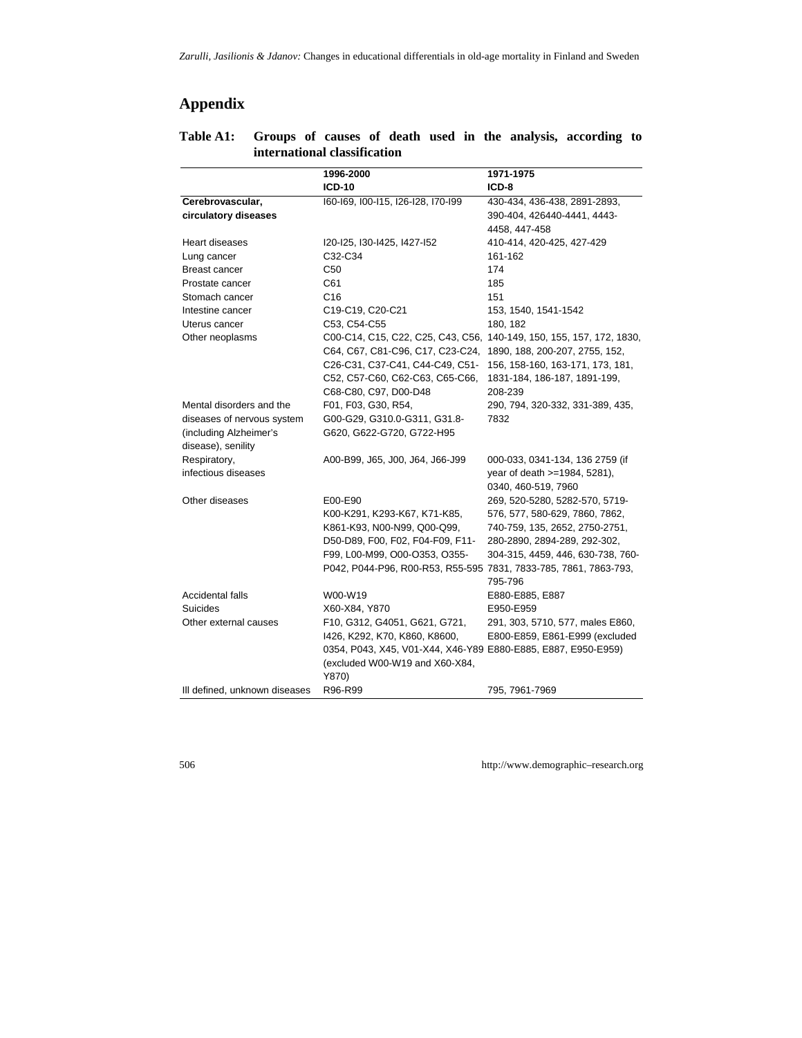# Appendix

**Table A1: Groups of causes of death used in the analysis, according to international classification**

| | **1996-2000** **ICD-10** | **1971-1975** **ICD-8** |
|---|---|---|
| **Cerebrovascular, circulatory diseases** | I60-I69, I00-I15, I26-I28, I70-I99 | 430-434, 436-438, 2891-2893, 390-404, 426440-4441, 4443-4458, 447-458 |
| Heart diseases | I20-I25, I30-I425, I427-I52 | 410-414, 420-425, 427-429 |
| Lung cancer | C32-C34 | 161-162 |
| Breast cancer | C50 | 174 |
| Prostate cancer | C61 | 185 |
| Stomach cancer | C16 | 151 |
| Intestine cancer | C19-C19, C20-C21 | 153, 1540, 1541-1542 |
| Uterus cancer | C53, C54-C55 | 180, 182 |
| Other neoplasms | C00-C14, C15, C22, C25, C43, C56, C64, C67, C81-C96, C17, C23-C24, C26-C31, C37-C41, C44-C49, C51-C52, C57-C60, C62-C63, C65-C66, C68-C80, C97, D00-D48 | 140-149, 150, 155, 157, 172, 1830, 1890, 188, 200-207, 2755, 152, 156, 158-160, 163-171, 173, 181, 1831-184, 186-187, 1891-199, 208-239 |
| Mental disorders and the diseases of nervous system (including Alzheimer's disease), senility | F01, F03, G30, R54, G00-G29, G310.0-G311, G31.8-G620, G622-G720, G722-H95 | 290, 794, 320-332, 331-389, 435, 7832 |
| Respiratory, infectious diseases | A00-B99, J65, J00, J64, J66-J99 | 000-033, 0341-134, 136 2759 (if year of death >=1984, 5281), 0340, 460-519, 7960 |
| Other diseases | E00-E90 K00-K291, K293-K67, K71-K85, K861-K93, N00-N99, Q00-Q99, D50-D89, F00, F02, F04-F09, F11-F99, L00-M99, O00-O353, O355-P042, P044-P96, R00-R53, R55-595 | 269, 520-5280, 5282-570, 5719-576, 577, 580-629, 7860, 7862, 740-759, 135, 2652, 2750-2751, 280-2890, 2894-289, 292-302, 304-315, 4459, 446, 630-738, 760-7831, 7833-785, 7861, 7863-793, 795-796 |
| Accidental falls | W00-W19 | E880-E885, E887 |
| Suicides | X60-X84, Y870 | E950-E959 |
| Other external causes | F10, G312, G4051, G621, G721, I426, K292, K70, K860, K8600, 0354, P043, X45, V01-X44, X46-Y89 (excluded W00-W19 and X60-X84, Y870) | 291, 303, 5710, 577, males E860, E800-E859, E861-E999 (excluded E880-E885, E887, E950-E959) |
| Ill defined, unknown diseases | R96-R99 | 795, 7961-7969 |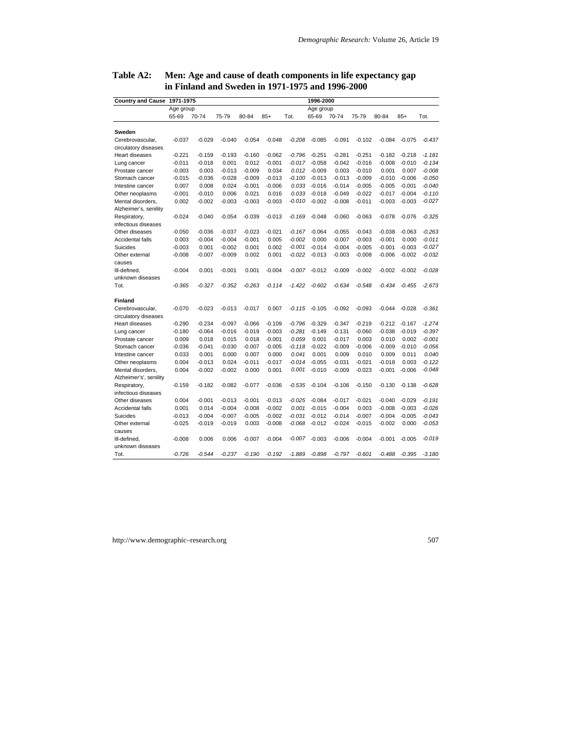**Table A2: Men: Age and cause of death components in life expectancy gap in Finland and Sweden in 1971-1975 and 1996-2000**

| Country and Cause | 1971-1975 | | | | | | 1996-2000 | | | | | |
|---|---|---|---|---|---|---|---|---|---|---|---|---|
| | Age group | | | | | | Age group | | | | | |
| | 65-69 | 70-74 | 75-79 | 80-84 | 85+ | Tot. | 65-69 | 70-74 | 75-79 | 80-84 | 85+ | Tot. |
| **Sweden** | | | | | | | | | | | | |
| Cerebrovascular, circulatory diseases | -0.037 | -0.029 | -0.040 | -0.054 | -0.048 | *-0.208* | -0.085 | -0.091 | -0.102 | -0.084 | -0.075 | *-0.437* |
| Heart diseases | -0.221 | -0.159 | -0.193 | -0.160 | -0.062 | *-0.796* | -0.251 | -0.281 | -0.251 | -0.182 | -0.218 | *-1.181* |
| Lung cancer | -0.011 | -0.018 | 0.001 | 0.012 | -0.001 | *-0.017* | -0.058 | -0.042 | -0.016 | -0.008 | -0.010 | *-0.134* |
| Prostate cancer | -0.003 | 0.003 | -0.013 | -0.009 | 0.034 | *0.012* | -0.009 | 0.003 | -0.010 | 0.001 | 0.007 | *-0.008* |
| Stomach cancer | -0.015 | -0.036 | -0.028 | -0.009 | -0.013 | *-0.100* | -0.013 | -0.013 | -0.009 | -0.010 | -0.006 | *-0.050* |
| Intestine cancer | 0.007 | 0.008 | 0.024 | -0.001 | -0.006 | *0.033* | -0.016 | -0.014 | -0.005 | -0.005 | -0.001 | *-0.040* |
| Other neoplasms | -0.001 | -0.010 | 0.006 | 0.021 | 0.016 | *0.033* | -0.018 | -0.049 | -0.022 | -0.017 | -0.004 | *-0.110* |
| Mental disorders, Alzheimer's, senility | 0.002 | -0.002 | -0.003 | -0.003 | -0.003 | *-0.010* | -0.002 | -0.008 | -0.011 | -0.003 | -0.003 | *-0.027* |
| Respiratory, infectious diseases | -0.024 | -0.040 | -0.054 | -0.039 | -0.013 | *-0.169* | -0.048 | -0.060 | -0.063 | -0.078 | -0.076 | *-0.325* |
| Other diseases | -0.050 | -0.036 | -0.037 | -0.023 | -0.021 | *-0.167* | -0.064 | -0.055 | -0.043 | -0.038 | -0.063 | *-0.263* |
| Accidental falls | 0.003 | -0.004 | -0.004 | -0.001 | 0.005 | *-0.002* | 0.000 | -0.007 | -0.003 | -0.001 | 0.000 | *-0.011* |
| Suicides | -0.003 | 0.001 | -0.002 | 0.001 | 0.002 | *-0.001* | -0.014 | -0.004 | -0.005 | -0.001 | -0.003 | *-0.027* |
| Other external causes | -0.008 | -0.007 | -0.009 | 0.002 | 0.001 | *-0.022* | -0.013 | -0.003 | -0.008 | -0.006 | -0.002 | *-0.032* |
| Ill-defined, unknown diseases | -0.004 | 0.001 | -0.001 | 0.001 | -0.004 | *-0.007* | -0.012 | -0.009 | -0.002 | -0.002 | -0.002 | *-0.028* |
| Tot. | *-0.365* | *-0.327* | *-0.352* | *-0.263* | *-0.114* | *-1.422* | *-0.602* | *-0.634* | *-0.548* | *-0.434* | *-0.455* | *-2.673* |
| **Finland** | | | | | | | | | | | | |
| Cerebrovascular, circulatory diseases | -0.070 | -0.023 | -0.013 | -0.017 | 0.007 | *-0.115* | -0.105 | -0.092 | -0.093 | -0.044 | -0.028 | *-0.361* |
| Heart diseases | -0.290 | -0.234 | -0.097 | -0.066 | -0.109 | *-0.796* | -0.329 | -0.347 | -0.219 | -0.212 | -0.167 | *-1.274* |
| Lung cancer | -0.180 | -0.064 | -0.016 | -0.019 | -0.003 | *-0.281* | -0.149 | -0.131 | -0.060 | -0.038 | -0.019 | *-0.397* |
| Prostate cancer | 0.009 | 0.018 | 0.015 | 0.018 | -0.001 | *0.059* | 0.001 | -0.017 | 0.003 | 0.010 | 0.002 | *-0.001* |
| Stomach cancer | -0.036 | -0.041 | -0.030 | -0.007 | -0.005 | *-0.118* | -0.022 | -0.009 | -0.006 | -0.009 | -0.010 | *-0.056* |
| Intestine cancer | 0.033 | 0.001 | 0.000 | 0.007 | 0.000 | *0.041* | 0.001 | 0.009 | 0.010 | 0.009 | 0.011 | *0.040* |
| Other neoplasms | 0.004 | -0.013 | 0.024 | -0.011 | -0.017 | *-0.014* | -0.055 | -0.031 | -0.021 | -0.018 | 0.003 | *-0.122* |
| Mental disorders, Alzheimer's', senility | 0.004 | -0.002 | -0.002 | 0.000 | 0.001 | *0.001* | -0.010 | -0.009 | -0.023 | -0.001 | -0.006 | *-0.048* |
| Respiratory, infectious diseases | -0.159 | -0.182 | -0.082 | -0.077 | -0.036 | *-0.535* | -0.104 | -0.106 | -0.150 | -0.130 | -0.138 | *-0.628* |
| Other diseases | 0.004 | -0.001 | -0.013 | -0.001 | -0.013 | *-0.025* | -0.084 | -0.017 | -0.021 | -0.040 | -0.029 | *-0.191* |
| Accidental falls | 0.001 | 0.014 | -0.004 | -0.008 | -0.002 | *0.001* | -0.015 | -0.004 | 0.003 | -0.008 | -0.003 | *-0.026* |
| Suicides | -0.013 | -0.004 | -0.007 | -0.005 | -0.002 | *-0.031* | -0.012 | -0.014 | -0.007 | -0.004 | -0.005 | *-0.043* |
| Other external causes | -0.025 | -0.019 | -0.019 | 0.003 | -0.008 | *-0.068* | -0.012 | -0.024 | -0.015 | -0.002 | 0.000 | *-0.053* |
| Ill-defined, unknown diseases | -0.008 | 0.006 | 0.006 | -0.007 | -0.004 | *-0.007* | -0.003 | -0.006 | -0.004 | -0.001 | -0.005 | *-0.019* |
| Tot. | *-0.726* | *-0.544* | *-0.237* | *-0.190* | *-0.192* | *-1.889* | *-0.898* | *-0.797* | *-0.601* | *-0.488* | *-0.395* | *-3.180* |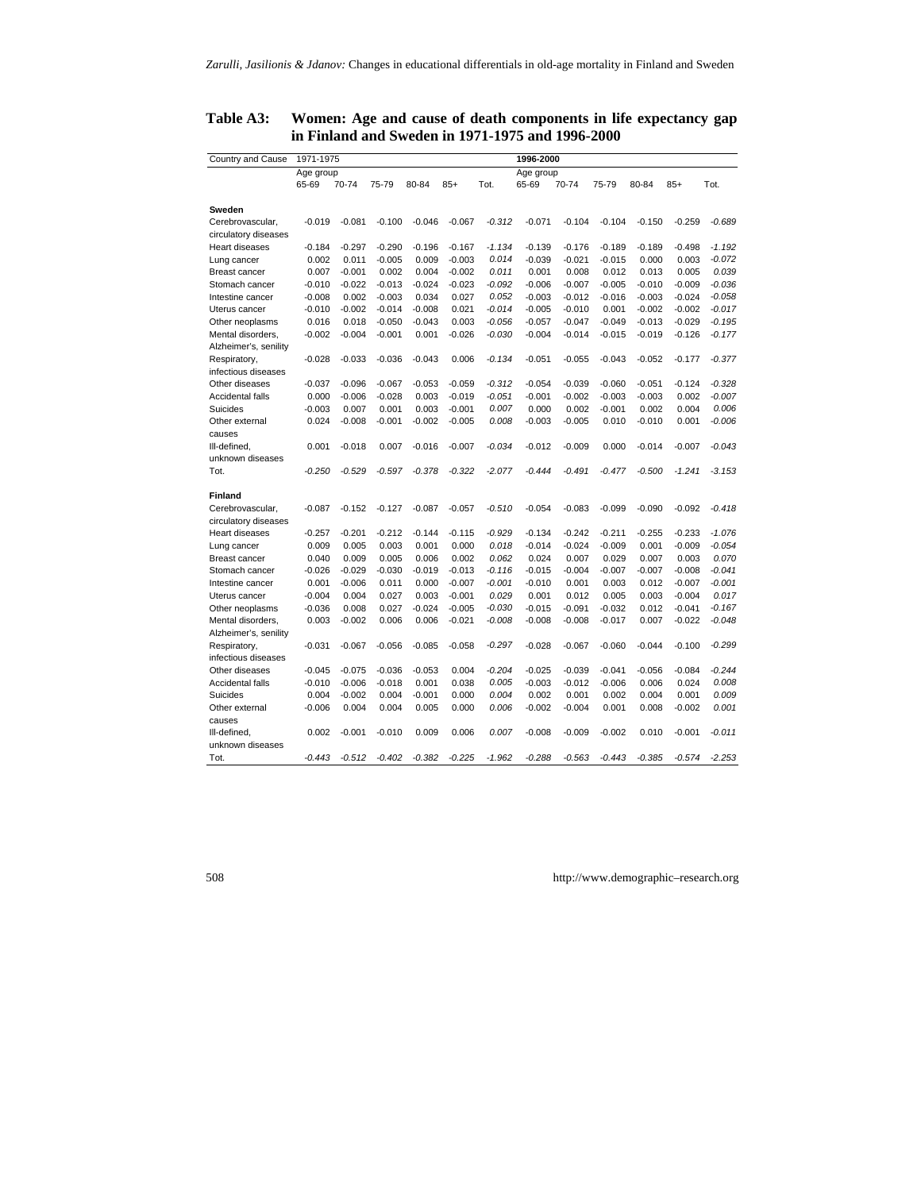**Table A3: Women: Age and cause of death components in life expectancy gap in Finland and Sweden in 1971-1975 and 1996-2000**

| Country and Cause | 1971-1975 | | | | | | 1996-2000 | | | | | |
|---|---|---|---|---|---|---|---|---|---|---|---|---|
| | Age group | | | | | | Age group | | | | | |
| | 65-69 | 70-74 | 75-79 | 80-84 | 85+ | Tot. | 65-69 | 70-74 | 75-79 | 80-84 | 85+ | Tot. |
| **Sweden** | | | | | | | | | | | | |
| Cerebrovascular, circulatory diseases | -0.019 | -0.081 | -0.100 | -0.046 | -0.067 | *-0.312* | -0.071 | -0.104 | -0.104 | -0.150 | -0.259 | *-0.689* |
| Heart diseases | -0.184 | -0.297 | -0.290 | -0.196 | -0.167 | *-1.134* | -0.139 | -0.176 | -0.189 | -0.189 | -0.498 | *-1.192* |
| Lung cancer | 0.002 | 0.011 | -0.005 | 0.009 | -0.003 | *0.014* | -0.039 | -0.021 | -0.015 | 0.000 | 0.003 | *-0.072* |
| Breast cancer | 0.007 | -0.001 | 0.002 | 0.004 | -0.002 | *0.011* | 0.001 | 0.008 | 0.012 | 0.013 | 0.005 | *0.039* |
| Stomach cancer | -0.010 | -0.022 | -0.013 | -0.024 | -0.023 | *-0.092* | -0.006 | -0.007 | -0.005 | -0.010 | -0.009 | *-0.036* |
| Intestine cancer | -0.008 | 0.002 | -0.003 | 0.034 | 0.027 | *0.052* | -0.003 | -0.012 | -0.016 | -0.003 | -0.024 | *-0.058* |
| Uterus cancer | -0.010 | -0.002 | -0.014 | -0.008 | 0.021 | *-0.014* | -0.005 | -0.010 | 0.001 | -0.002 | -0.002 | *-0.017* |
| Other neoplasms | 0.016 | 0.018 | -0.050 | -0.043 | 0.003 | *-0.056* | -0.057 | -0.047 | -0.049 | -0.013 | -0.029 | *-0.195* |
| Mental disorders, Alzheimer's, senility | -0.002 | -0.004 | -0.001 | 0.001 | -0.026 | *-0.030* | -0.004 | -0.014 | -0.015 | -0.019 | -0.126 | *-0.177* |
| Respiratory, infectious diseases | -0.028 | -0.033 | -0.036 | -0.043 | 0.006 | *-0.134* | -0.051 | -0.055 | -0.043 | -0.052 | -0.177 | *-0.377* |
| Other diseases | -0.037 | -0.096 | -0.067 | -0.053 | -0.059 | *-0.312* | -0.054 | -0.039 | -0.060 | -0.051 | -0.124 | *-0.328* |
| Accidental falls | 0.000 | -0.006 | -0.028 | 0.003 | -0.019 | *-0.051* | -0.001 | -0.002 | -0.003 | -0.003 | 0.002 | *-0.007* |
| Suicides | -0.003 | 0.007 | 0.001 | 0.003 | -0.001 | *0.007* | 0.000 | 0.002 | -0.001 | 0.002 | 0.004 | *0.006* |
| Other external causes | 0.024 | -0.008 | -0.001 | -0.002 | -0.005 | *0.008* | -0.003 | -0.005 | 0.010 | -0.010 | 0.001 | *-0.006* |
| Ill-defined, unknown diseases | 0.001 | -0.018 | 0.007 | -0.016 | -0.007 | *-0.034* | -0.012 | -0.009 | 0.000 | -0.014 | -0.007 | *-0.043* |
| Tot. | *-0.250* | *-0.529* | *-0.597* | *-0.378* | *-0.322* | *-2.077* | *-0.444* | *-0.491* | *-0.477* | *-0.500* | *-1.241* | *-3.153* |
| **Finland** | | | | | | | | | | | | |
| Cerebrovascular, circulatory diseases | -0.087 | -0.152 | -0.127 | -0.087 | -0.057 | *-0.510* | -0.054 | -0.083 | -0.099 | -0.090 | -0.092 | *-0.418* |
| Heart diseases | -0.257 | -0.201 | -0.212 | -0.144 | -0.115 | *-0.929* | -0.134 | -0.242 | -0.211 | -0.255 | -0.233 | *-1.076* |
| Lung cancer | 0.009 | 0.005 | 0.003 | 0.001 | 0.000 | *0.018* | -0.014 | -0.024 | -0.009 | 0.001 | -0.009 | *-0.054* |
| Breast cancer | 0.040 | 0.009 | 0.005 | 0.006 | 0.002 | *0.062* | 0.024 | 0.007 | 0.029 | 0.007 | 0.003 | *0.070* |
| Stomach cancer | -0.026 | -0.029 | -0.030 | -0.019 | -0.013 | *-0.116* | -0.015 | -0.004 | -0.007 | -0.007 | -0.008 | *-0.041* |
| Intestine cancer | 0.001 | -0.006 | 0.011 | 0.000 | -0.007 | *-0.001* | -0.010 | 0.001 | 0.003 | 0.012 | -0.007 | *-0.001* |
| Uterus cancer | -0.004 | 0.004 | 0.027 | 0.003 | -0.001 | *0.029* | 0.001 | 0.012 | 0.005 | 0.003 | -0.004 | *0.017* |
| Other neoplasms | -0.036 | 0.008 | 0.027 | -0.024 | -0.005 | *-0.030* | -0.015 | -0.091 | -0.032 | 0.012 | -0.041 | *-0.167* |
| Mental disorders, Alzheimer's, senility | 0.003 | -0.002 | 0.006 | 0.006 | -0.021 | *-0.008* | -0.008 | -0.008 | -0.017 | 0.007 | -0.022 | *-0.048* |
| Respiratory, infectious diseases | -0.031 | -0.067 | -0.056 | -0.085 | -0.058 | *-0.297* | -0.028 | -0.067 | -0.060 | -0.044 | -0.100 | *-0.299* |
| Other diseases | -0.045 | -0.075 | -0.036 | -0.053 | 0.004 | *-0.204* | -0.025 | -0.039 | -0.041 | -0.056 | -0.084 | *-0.244* |
| Accidental falls | -0.010 | -0.006 | -0.018 | 0.001 | 0.038 | *0.005* | -0.003 | -0.012 | -0.006 | 0.006 | 0.024 | *0.008* |
| Suicides | 0.004 | -0.002 | 0.004 | -0.001 | 0.000 | *0.004* | 0.002 | 0.001 | 0.002 | 0.004 | 0.001 | *0.009* |
| Other external causes | -0.006 | 0.004 | 0.004 | 0.005 | 0.000 | *0.006* | -0.002 | -0.004 | 0.001 | 0.008 | -0.002 | *0.001* |
| Ill-defined, unknown diseases | 0.002 | -0.001 | -0.010 | 0.009 | 0.006 | *0.007* | -0.008 | -0.009 | -0.002 | 0.010 | -0.001 | *-0.011* |
| Tot. | *-0.443* | *-0.512* | *-0.402* | *-0.382* | *-0.225* | *-1.962* | *-0.288* | *-0.563* | *-0.443* | *-0.385* | *-0.574* | *-2.253* |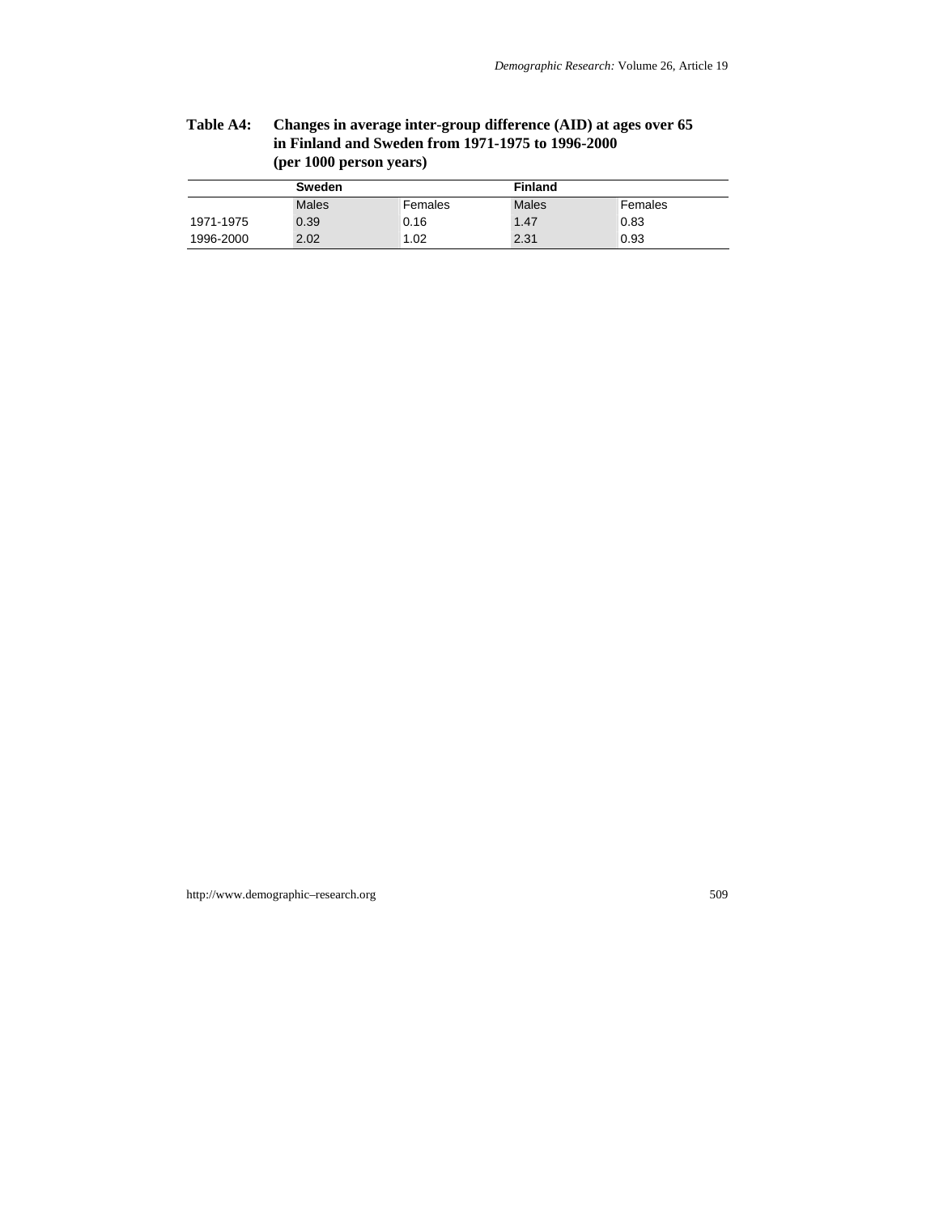**Table A4: Changes in average inter-group difference (AID) at ages over 65 in Finland and Sweden from 1971-1975 to 1996-2000 (per 1000 person years)**

| | Sweden | | Finland | |
|---|---|---|---|---|
| | Males | Females | Males | Females |
| 1971-1975 | 0.39 | 0.16 | 1.47 | 0.83 |
| 1996-2000 | 2.02 | 1.02 | 2.31 | 0.93 |